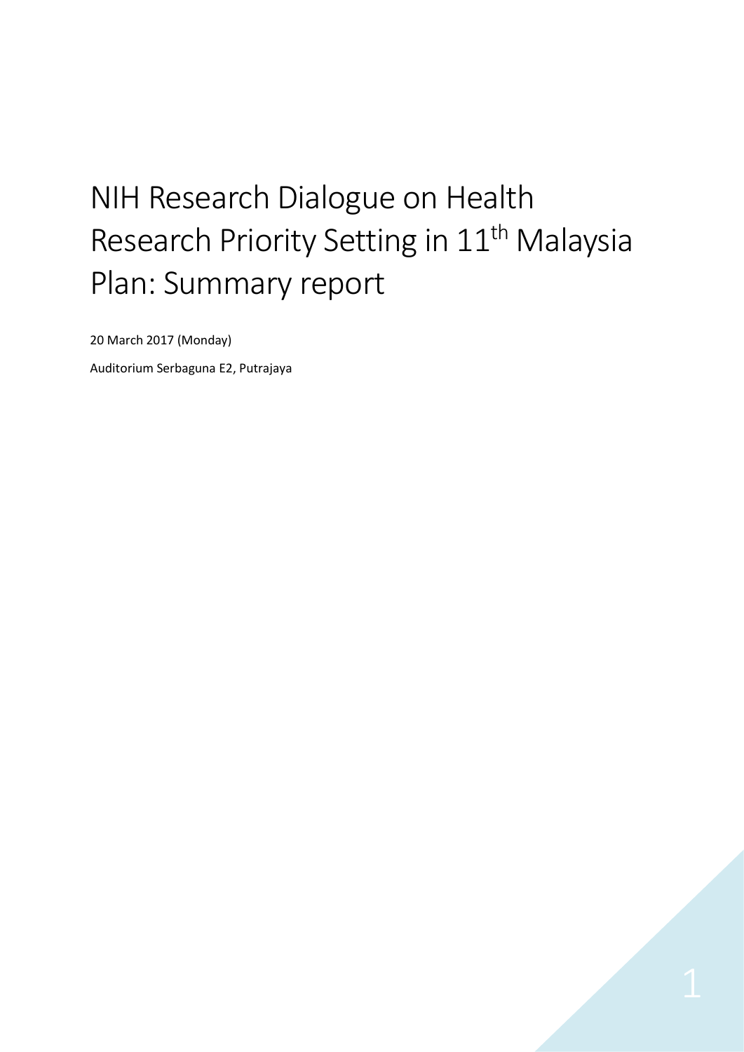# NIH Research Dialogue on Health Research Priority Setting in 11th Malaysia Plan: Summary report

20 March 2017 (Monday)

Auditorium Serbaguna E2, Putrajaya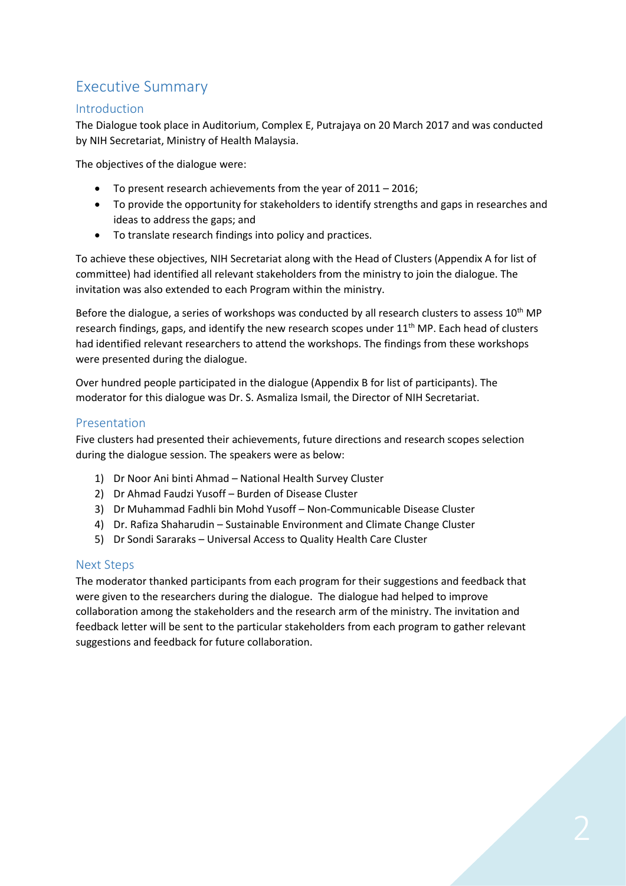# Executive Summary

## Introduction

The Dialogue took place in Auditorium, Complex E, Putrajaya on 20 March 2017 and was conducted by NIH Secretariat, Ministry of Health Malaysia.

The objectives of the dialogue were:

- To present research achievements from the year of 2011 – 2016;
- To provide the opportunity for stakeholders to identify strengths and gaps in researches and ideas to address the gaps; and
- To translate research findings into policy and practices.

To achieve these objectives, NIH Secretariat along with the Head of Clusters (Appendix A for list of committee) had identified all relevant stakeholders from the ministry to join the dialogue. The invitation was also extended to each Program within the ministry.

Before the dialogue, a series of workshops was conducted by all research clusters to assess 10th MP research findings, gaps, and identify the new research scopes under 11th MP. Each head of clusters had identified relevant researchers to attend the workshops. The findings from these workshops were presented during the dialogue.

Over hundred people participated in the dialogue (Appendix B for list of participants). The moderator for this dialogue was Dr. S. Asmaliza Ismail, the Director of NIH Secretariat.

## Presentation

Five clusters had presented their achievements, future directions and research scopes selection during the dialogue session. The speakers were as below:

1) Dr Noor Ani binti Ahmad – National Health Survey Cluster
2) Dr Ahmad Faudzi Yusoff – Burden of Disease Cluster
3) Dr Muhammad Fadhli bin Mohd Yusoff – Non-Communicable Disease Cluster
4) Dr. Rafiza Shaharudin – Sustainable Environment and Climate Change Cluster
5) Dr Sondi Sararaks – Universal Access to Quality Health Care Cluster

## Next Steps

The moderator thanked participants from each program for their suggestions and feedback that were given to the researchers during the dialogue. The dialogue had helped to improve collaboration among the stakeholders and the research arm of the ministry. The invitation and feedback letter will be sent to the particular stakeholders from each program to gather relevant suggestions and feedback for future collaboration.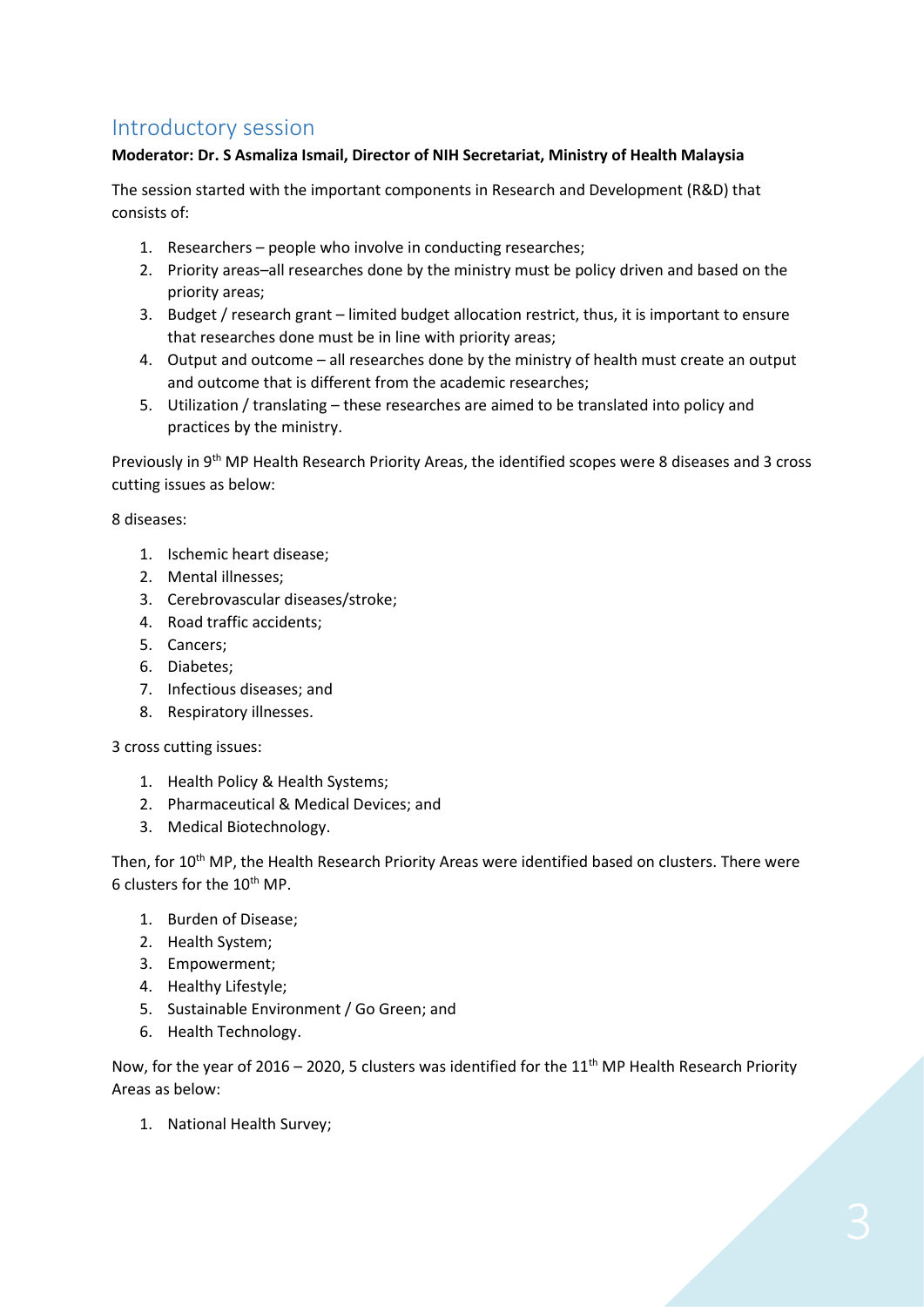## Introductory session

**Moderator: Dr. S Asmaliza Ismail, Director of NIH Secretariat, Ministry of Health Malaysia**

The session started with the important components in Research and Development (R&D) that consists of:

1. Researchers – people who involve in conducting researches;
2. Priority areas–all researches done by the ministry must be policy driven and based on the priority areas;
3. Budget / research grant – limited budget allocation restrict, thus, it is important to ensure that researches done must be in line with priority areas;
4. Output and outcome – all researches done by the ministry of health must create an output and outcome that is different from the academic researches;
5. Utilization / translating – these researches are aimed to be translated into policy and practices by the ministry.

Previously in 9th MP Health Research Priority Areas, the identified scopes were 8 diseases and 3 cross cutting issues as below:

8 diseases:

1. Ischemic heart disease;
2. Mental illnesses;
3. Cerebrovascular diseases/stroke;
4. Road traffic accidents;
5. Cancers;
6. Diabetes;
7. Infectious diseases; and
8. Respiratory illnesses.

3 cross cutting issues:

1. Health Policy & Health Systems;
2. Pharmaceutical & Medical Devices; and
3. Medical Biotechnology.

Then, for 10th MP, the Health Research Priority Areas were identified based on clusters. There were 6 clusters for the 10th MP.

1. Burden of Disease;
2. Health System;
3. Empowerment;
4. Healthy Lifestyle;
5. Sustainable Environment / Go Green; and
6. Health Technology.

Now, for the year of 2016 – 2020, 5 clusters was identified for the 11th MP Health Research Priority Areas as below:

1. National Health Survey;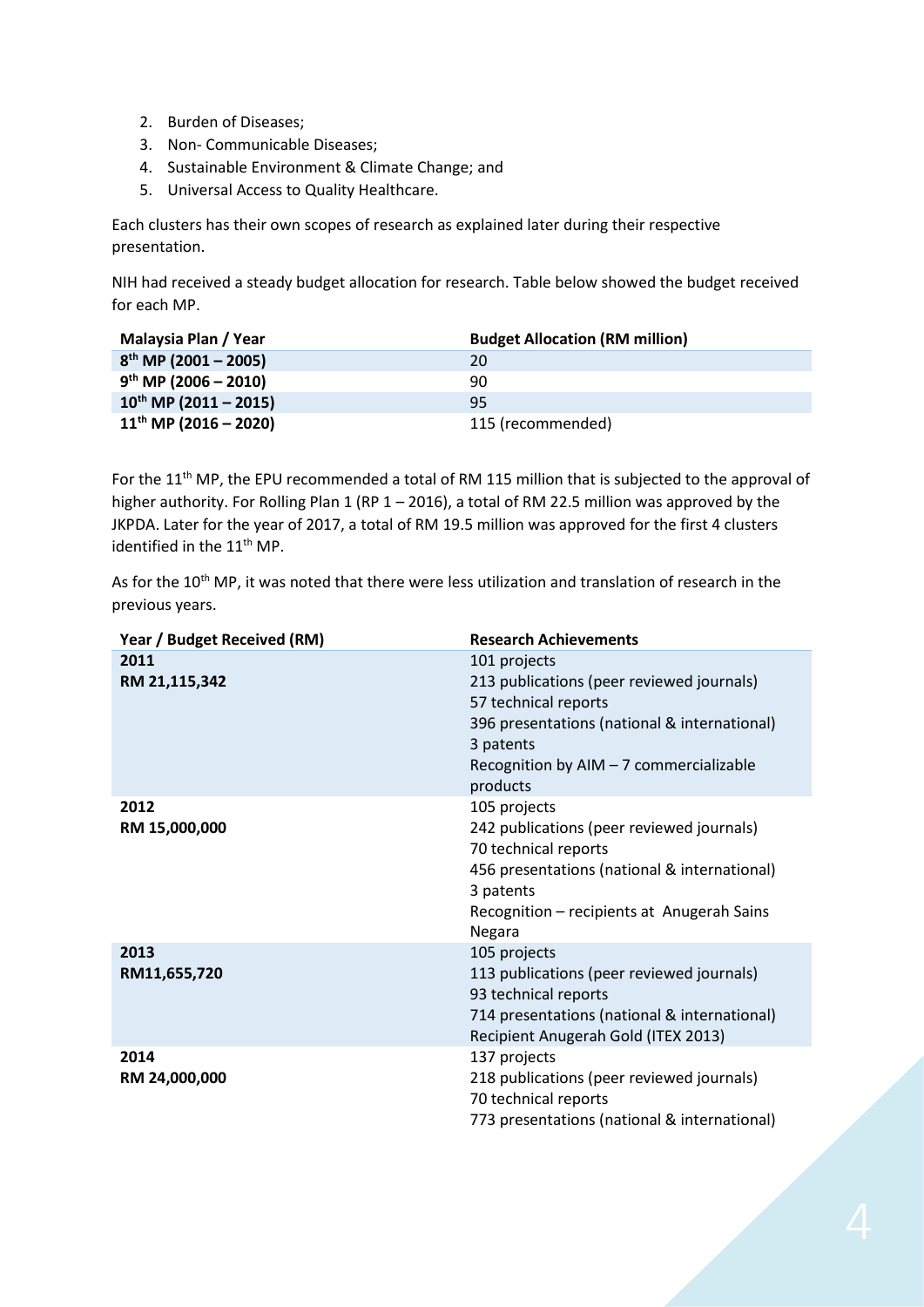2. Burden of Diseases;
3. Non- Communicable Diseases;
4. Sustainable Environment & Climate Change; and
5. Universal Access to Quality Healthcare.

Each clusters has their own scopes of research as explained later during their respective presentation.

NIH had received a steady budget allocation for research. Table below showed the budget received for each MP.

| Malaysia Plan / Year | Budget Allocation (RM million) |
|---|---|
| **8th MP (2001 – 2005)** | 20 |
| **9th MP (2006 – 2010)** | 90 |
| **10th MP (2011 – 2015)** | 95 |
| **11th MP (2016 – 2020)** | 115 (recommended) |

For the 11th MP, the EPU recommended a total of RM 115 million that is subjected to the approval of higher authority. For Rolling Plan 1 (RP 1 – 2016), a total of RM 22.5 million was approved by the JKPDA. Later for the year of 2017, a total of RM 19.5 million was approved for the first 4 clusters identified in the 11th MP.

As for the 10th MP, it was noted that there were less utilization and translation of research in the previous years.

| Year / Budget Received (RM) | Research Achievements |
|---|---|
| **2011**<br>**RM 21,115,342** | 101 projects<br>213 publications (peer reviewed journals)<br>57 technical reports<br>396 presentations (national & international)<br>3 patents<br>Recognition by AIM – 7 commercializable products |
| **2012**<br>**RM 15,000,000** | 105 projects<br>242 publications (peer reviewed journals)<br>70 technical reports<br>456 presentations (national & international)<br>3 patents<br>Recognition – recipients at Anugerah Sains Negara |
| **2013**<br>**RM11,655,720** | 105 projects<br>113 publications (peer reviewed journals)<br>93 technical reports<br>714 presentations (national & international)<br>Recipient Anugerah Gold (ITEX 2013) |
| **2014**<br>**RM 24,000,000** | 137 projects<br>218 publications (peer reviewed journals)<br>70 technical reports<br>773 presentations (national & international) |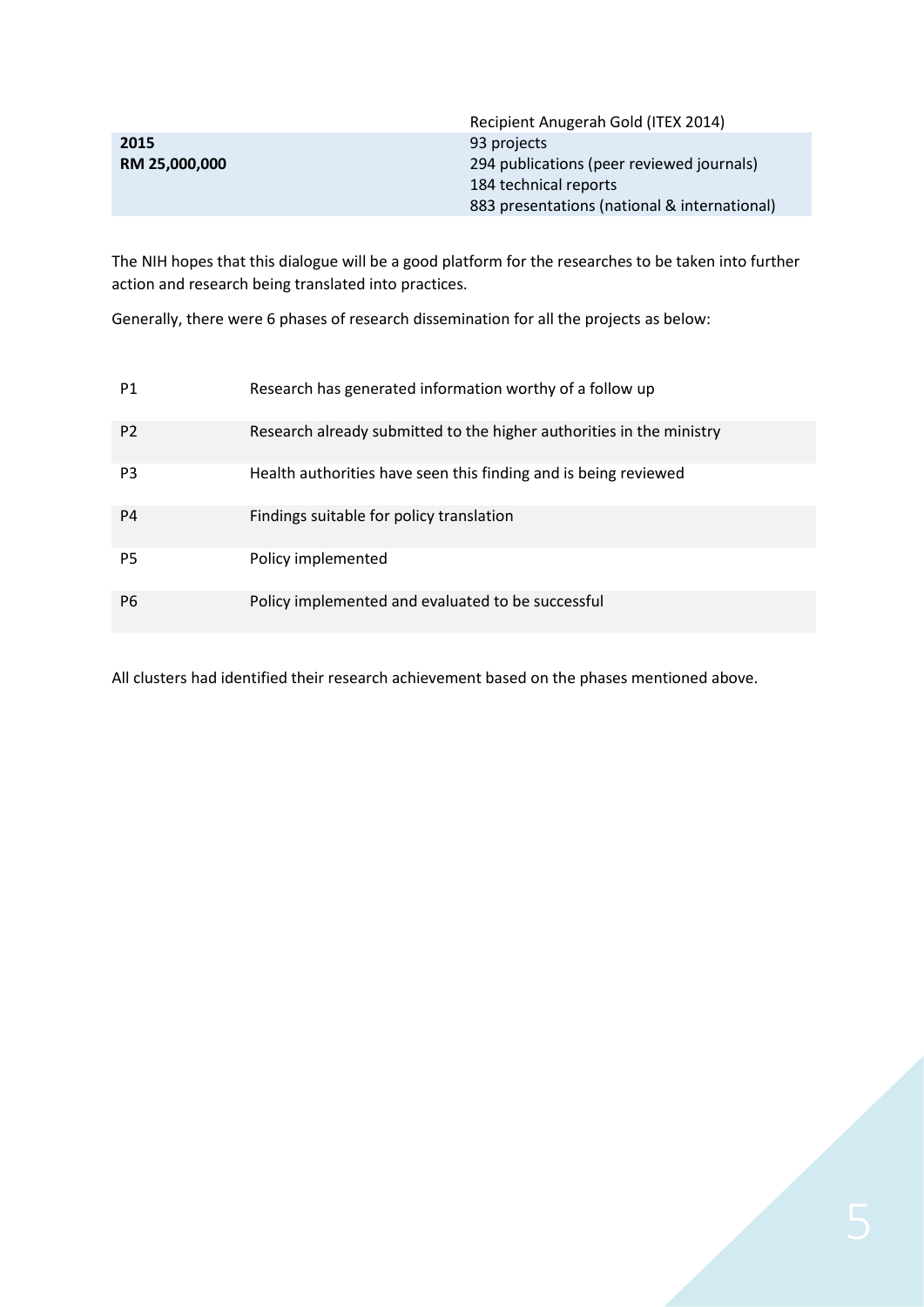| | |
|---|---|
| | Recipient Anugerah Gold (ITEX 2014) |
| **2015**<br>**RM 25,000,000** | 93 projects<br>294 publications (peer reviewed journals)<br>184 technical reports<br>883 presentations (national & international) |

The NIH hopes that this dialogue will be a good platform for the researches to be taken into further action and research being translated into practices.

Generally, there were 6 phases of research dissemination for all the projects as below:

| | |
|---|---|
| P1 | Research has generated information worthy of a follow up |
| P2 | Research already submitted to the higher authorities in the ministry |
| P3 | Health authorities have seen this finding and is being reviewed |
| P4 | Findings suitable for policy translation |
| P5 | Policy implemented |
| P6 | Policy implemented and evaluated to be successful |

All clusters had identified their research achievement based on the phases mentioned above.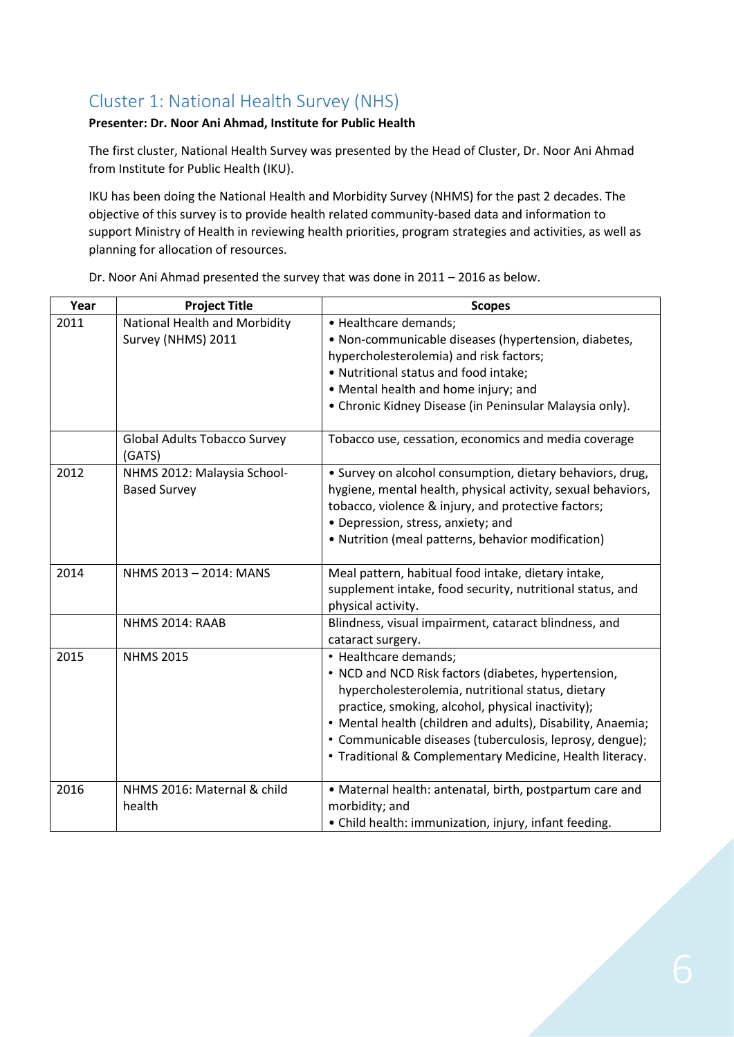## Cluster 1: National Health Survey (NHS)

**Presenter: Dr. Noor Ani Ahmad, Institute for Public Health**

The first cluster, National Health Survey was presented by the Head of Cluster, Dr. Noor Ani Ahmad from Institute for Public Health (IKU).

IKU has been doing the National Health and Morbidity Survey (NHMS) for the past 2 decades. The objective of this survey is to provide health related community-based data and information to support Ministry of Health in reviewing health priorities, program strategies and activities, as well as planning for allocation of resources.

Dr. Noor Ani Ahmad presented the survey that was done in 2011 – 2016 as below.

| Year | Project Title | Scopes |
|---|---|---|
| 2011 | National Health and Morbidity Survey (NHMS) 2011 | • Healthcare demands;<br>• Non-communicable diseases (hypertension, diabetes, hypercholesterolemia) and risk factors;<br>• Nutritional status and food intake;<br>• Mental health and home injury; and<br>• Chronic Kidney Disease (in Peninsular Malaysia only). |
| | Global Adults Tobacco Survey (GATS) | Tobacco use, cessation, economics and media coverage |
| 2012 | NHMS 2012: Malaysia School-Based Survey | • Survey on alcohol consumption, dietary behaviors, drug, hygiene, mental health, physical activity, sexual behaviors, tobacco, violence & injury, and protective factors;<br>• Depression, stress, anxiety; and<br>• Nutrition (meal patterns, behavior modification) |
| 2014 | NHMS 2013 – 2014: MANS | Meal pattern, habitual food intake, dietary intake, supplement intake, food security, nutritional status, and physical activity. |
| | NHMS 2014: RAAB | Blindness, visual impairment, cataract blindness, and cataract surgery. |
| 2015 | NHMS 2015 | • Healthcare demands;<br>• NCD and NCD Risk factors (diabetes, hypertension, hypercholesterolemia, nutritional status, dietary practice, smoking, alcohol, physical inactivity);<br>• Mental health (children and adults), Disability, Anaemia;<br>• Communicable diseases (tuberculosis, leprosy, dengue);<br>• Traditional & Complementary Medicine, Health literacy. |
| 2016 | NHMS 2016: Maternal & child health | • Maternal health: antenatal, birth, postpartum care and morbidity; and<br>• Child health: immunization, injury, infant feeding. |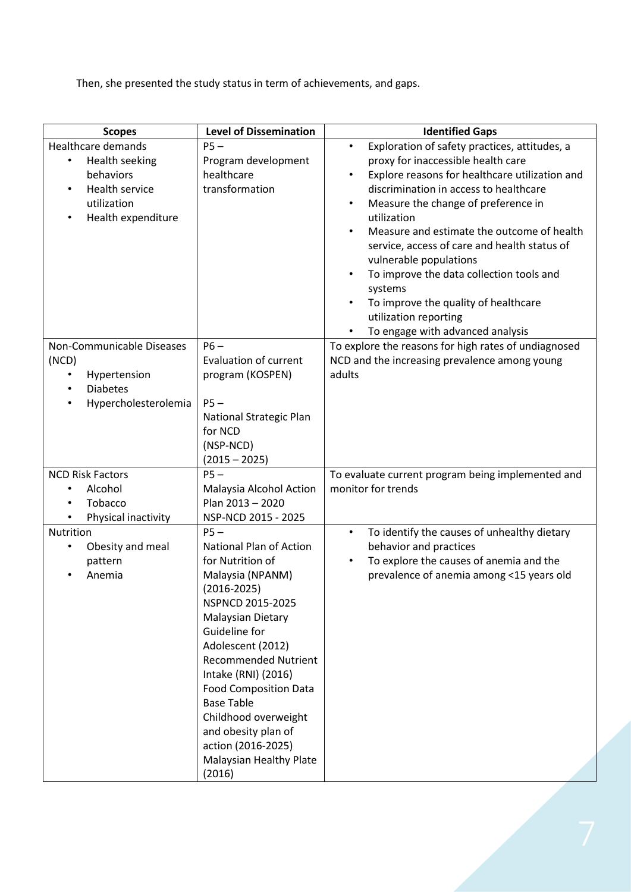Then, she presented the study status in term of achievements, and gaps.

| Scopes | Level of Dissemination | Identified Gaps |
|---|---|---|
| Healthcare demands<br>• Health seeking behaviors<br>• Health service utilization<br>• Health expenditure | P5 –<br>Program development healthcare transformation | • Exploration of safety practices, attitudes, a proxy for inaccessible health care<br>• Explore reasons for healthcare utilization and discrimination in access to healthcare<br>• Measure the change of preference in utilization<br>• Measure and estimate the outcome of health service, access of care and health status of vulnerable populations<br>• To improve the data collection tools and systems<br>• To improve the quality of healthcare utilization reporting<br>• To engage with advanced analysis |
| Non-Communicable Diseases (NCD)<br>• Hypertension<br>• Diabetes<br>• Hypercholesterolemia | P6 –<br>Evaluation of current program (KOSPEN)<br><br>P5 –<br>National Strategic Plan for NCD (NSP-NCD) (2015 – 2025) | To explore the reasons for high rates of undiagnosed NCD and the increasing prevalence among young adults |
| NCD Risk Factors<br>• Alcohol<br>• Tobacco<br>• Physical inactivity | P5 –<br>Malaysia Alcohol Action Plan 2013 – 2020<br>NSP-NCD 2015 - 2025 | To evaluate current program being implemented and monitor for trends |
| Nutrition<br>• Obesity and meal pattern<br>• Anemia | P5 –<br>National Plan of Action for Nutrition of Malaysia (NPANM) (2016-2025)<br>NSPNCD 2015-2025<br>Malaysian Dietary Guideline for Adolescent (2012)<br>Recommended Nutrient Intake (RNI) (2016)<br>Food Composition Data Base Table<br>Childhood overweight and obesity plan of action (2016-2025)<br>Malaysian Healthy Plate (2016) | • To identify the causes of unhealthy dietary behavior and practices<br>• To explore the causes of anemia and the prevalence of anemia among <15 years old |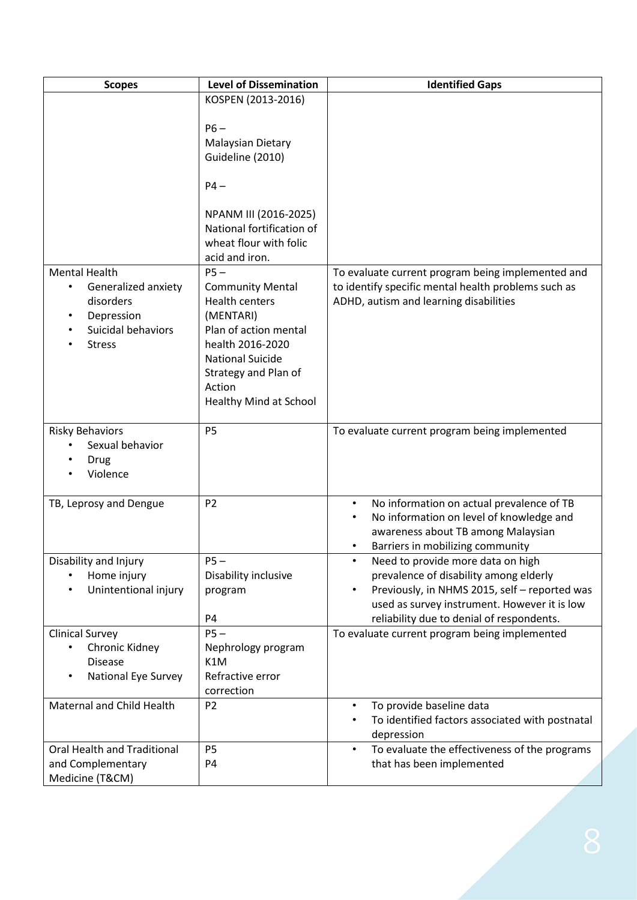| Scopes | Level of Dissemination | Identified Gaps |
|---|---|---|
| | KOSPEN (2013-2016)<br><br>P6 –<br>Malaysian Dietary Guideline (2010)<br><br>P4 –<br><br>NPANM III (2016-2025)<br>National fortification of wheat flour with folic acid and iron. | |
| Mental Health<br>• Generalized anxiety disorders<br>• Depression<br>• Suicidal behaviors<br>• Stress | P5 –<br>Community Mental Health centers (MENTARI)<br>Plan of action mental health 2016-2020<br>National Suicide Strategy and Plan of Action<br>Healthy Mind at School | To evaluate current program being implemented and to identify specific mental health problems such as ADHD, autism and learning disabilities |
| Risky Behaviors<br>• Sexual behavior<br>• Drug<br>• Violence | P5 | To evaluate current program being implemented |
| TB, Leprosy and Dengue | P2 | • No information on actual prevalence of TB<br>• No information on level of knowledge and awareness about TB among Malaysian<br>• Barriers in mobilizing community |
| Disability and Injury<br>• Home injury<br>• Unintentional injury | P5 –<br>Disability inclusive program<br><br>P4 | • Need to provide more data on high prevalence of disability among elderly<br>• Previously, in NHMS 2015, self – reported was used as survey instrument. However it is low reliability due to denial of respondents. |
| Clinical Survey<br>• Chronic Kidney Disease<br>• National Eye Survey | P5 –<br>Nephrology program<br>K1M<br>Refractive error correction | To evaluate current program being implemented |
| Maternal and Child Health | P2 | • To provide baseline data<br>• To identified factors associated with postnatal depression |
| Oral Health and Traditional and Complementary Medicine (T&CM) | P5<br>P4 | • To evaluate the effectiveness of the programs that has been implemented |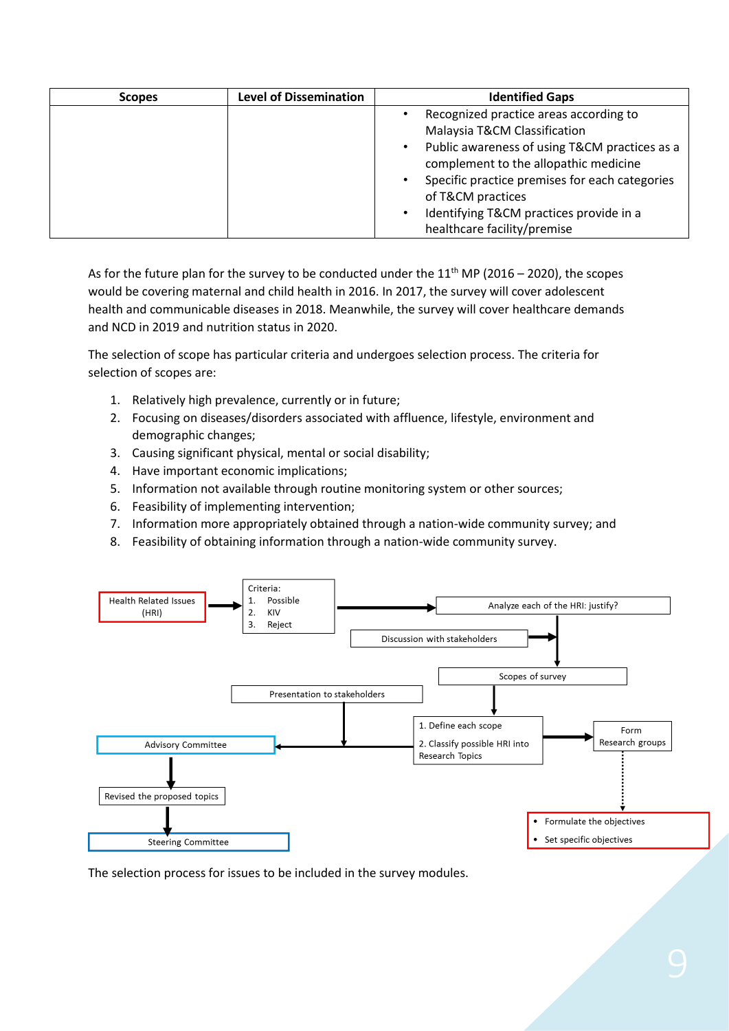| Scopes | Level of Dissemination | Identified Gaps |
|---|---|---|
| | | • Recognized practice areas according to Malaysia T&CM Classification<br>• Public awareness of using T&CM practices as a complement to the allopathic medicine<br>• Specific practice premises for each categories of T&CM practices<br>• Identifying T&CM practices provide in a healthcare facility/premise |

As for the future plan for the survey to be conducted under the 11th MP (2016 – 2020), the scopes would be covering maternal and child health in 2016. In 2017, the survey will cover adolescent health and communicable diseases in 2018. Meanwhile, the survey will cover healthcare demands and NCD in 2019 and nutrition status in 2020.

The selection of scope has particular criteria and undergoes selection process. The criteria for selection of scopes are:

1. Relatively high prevalence, currently or in future;
2. Focusing on diseases/disorders associated with affluence, lifestyle, environment and demographic changes;
3. Causing significant physical, mental or social disability;
4. Have important economic implications;
5. Information not available through routine monitoring system or other sources;
6. Feasibility of implementing intervention;
7. Information more appropriately obtained through a nation-wide community survey; and
8. Feasibility of obtaining information through a nation-wide community survey.

Health Related Issues (HRI) → Criteria: 1. Possible 2. KIV 3. Reject → Analyze each of the HRI: justify? → (Discussion with stakeholders) → Scopes of survey → 1. Define each scope 2. Classify possible HRI into Research Topics → Form Research groups → • Formulate the objectives • Set specific objectives

1. Define each scope 2. Classify possible HRI into Research Topics → (Presentation to stakeholders) → Advisory Committee → Revised the proposed topics → Steering Committee

The selection process for issues to be included in the survey modules.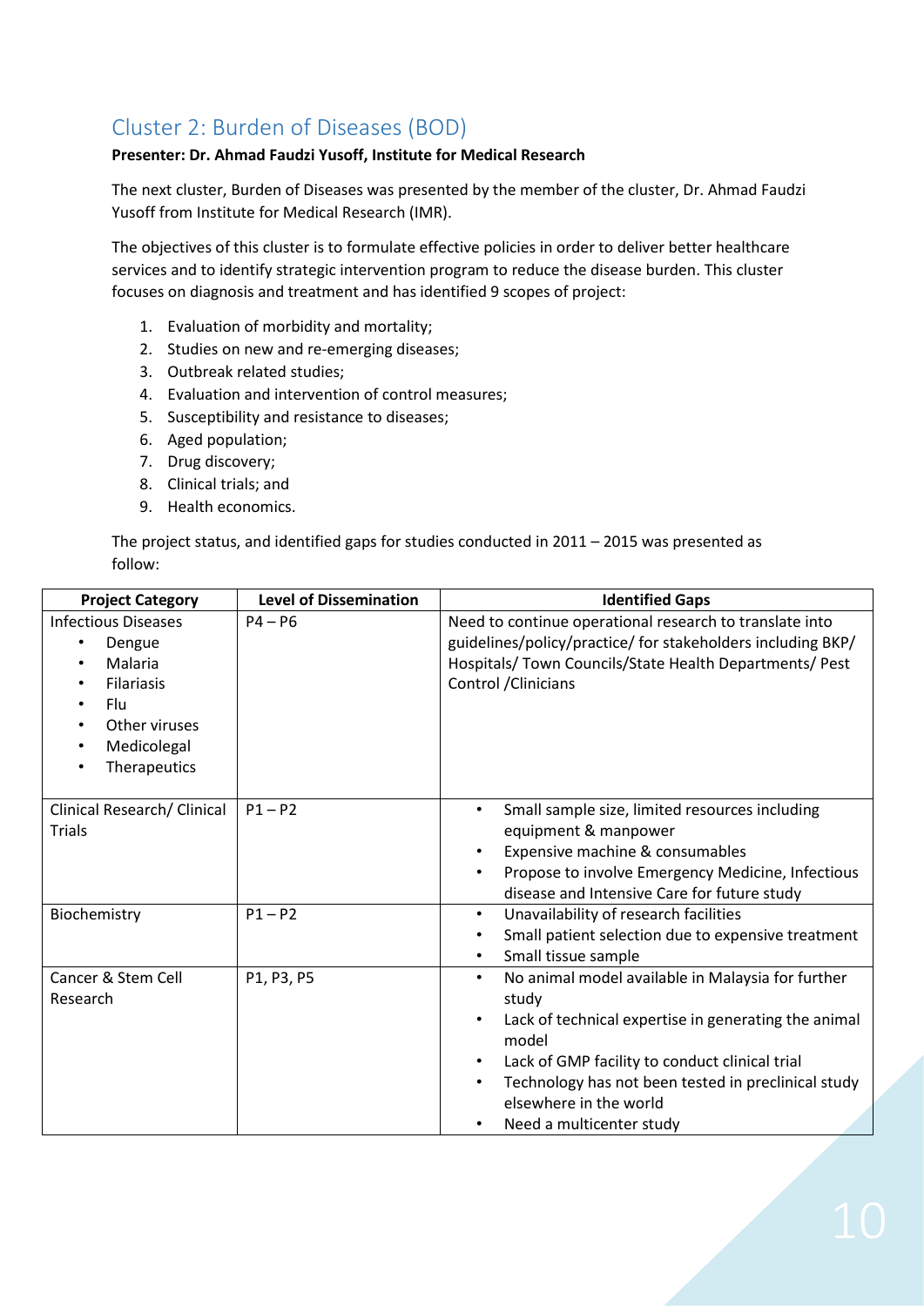## Cluster 2: Burden of Diseases (BOD)

**Presenter: Dr. Ahmad Faudzi Yusoff, Institute for Medical Research**

The next cluster, Burden of Diseases was presented by the member of the cluster, Dr. Ahmad Faudzi Yusoff from Institute for Medical Research (IMR).

The objectives of this cluster is to formulate effective policies in order to deliver better healthcare services and to identify strategic intervention program to reduce the disease burden. This cluster focuses on diagnosis and treatment and has identified 9 scopes of project:

1. Evaluation of morbidity and mortality;
2. Studies on new and re-emerging diseases;
3. Outbreak related studies;
4. Evaluation and intervention of control measures;
5. Susceptibility and resistance to diseases;
6. Aged population;
7. Drug discovery;
8. Clinical trials; and
9. Health economics.

The project status, and identified gaps for studies conducted in 2011 – 2015 was presented as follow:

| Project Category | Level of Dissemination | Identified Gaps |
|---|---|---|
| Infectious Diseases<br>• Dengue<br>• Malaria<br>• Filariasis<br>• Flu<br>• Other viruses<br>• Medicolegal<br>• Therapeutics | P4 – P6 | Need to continue operational research to translate into guidelines/policy/practice/ for stakeholders including BKP/ Hospitals/ Town Councils/State Health Departments/ Pest Control /Clinicians |
| Clinical Research/ Clinical Trials | P1 – P2 | • Small sample size, limited resources including equipment & manpower<br>• Expensive machine & consumables<br>• Propose to involve Emergency Medicine, Infectious disease and Intensive Care for future study |
| Biochemistry | P1 – P2 | • Unavailability of research facilities<br>• Small patient selection due to expensive treatment<br>• Small tissue sample |
| Cancer & Stem Cell Research | P1, P3, P5 | • No animal model available in Malaysia for further study<br>• Lack of technical expertise in generating the animal model<br>• Lack of GMP facility to conduct clinical trial<br>• Technology has not been tested in preclinical study elsewhere in the world<br>• Need a multicenter study |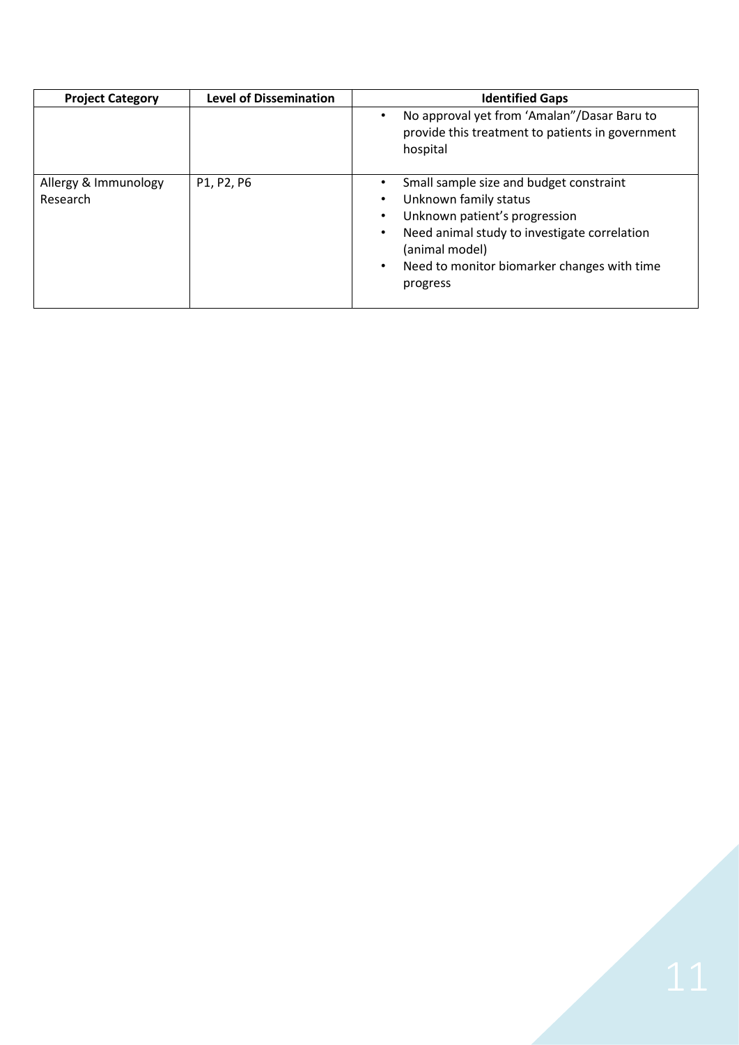| Project Category | Level of Dissemination | Identified Gaps |
| --- | --- | --- |
| | | • No approval yet from 'Amalan"/Dasar Baru to provide this treatment to patients in government hospital |
| Allergy & Immunology Research | P1, P2, P6 | • Small sample size and budget constraint<br>• Unknown family status<br>• Unknown patient's progression<br>• Need animal study to investigate correlation (animal model)<br>• Need to monitor biomarker changes with time progress |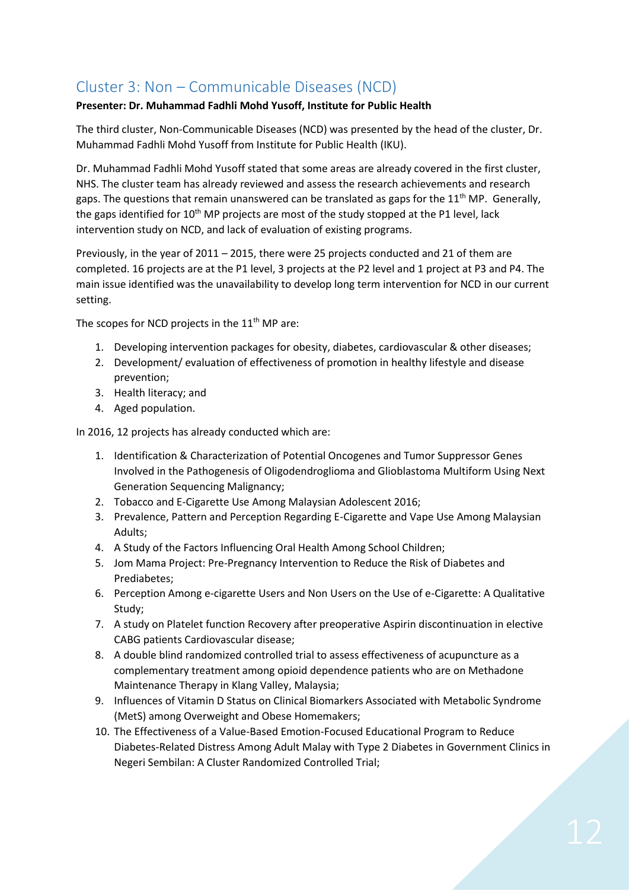## Cluster 3: Non – Communicable Diseases (NCD)

**Presenter: Dr. Muhammad Fadhli Mohd Yusoff, Institute for Public Health**

The third cluster, Non-Communicable Diseases (NCD) was presented by the head of the cluster, Dr. Muhammad Fadhli Mohd Yusoff from Institute for Public Health (IKU).

Dr. Muhammad Fadhli Mohd Yusoff stated that some areas are already covered in the first cluster, NHS. The cluster team has already reviewed and assess the research achievements and research gaps. The questions that remain unanswered can be translated as gaps for the 11th MP. Generally, the gaps identified for 10th MP projects are most of the study stopped at the P1 level, lack intervention study on NCD, and lack of evaluation of existing programs.

Previously, in the year of 2011 – 2015, there were 25 projects conducted and 21 of them are completed. 16 projects are at the P1 level, 3 projects at the P2 level and 1 project at P3 and P4. The main issue identified was the unavailability to develop long term intervention for NCD in our current setting.

The scopes for NCD projects in the 11th MP are:

1. Developing intervention packages for obesity, diabetes, cardiovascular & other diseases;
2. Development/ evaluation of effectiveness of promotion in healthy lifestyle and disease prevention;
3. Health literacy; and
4. Aged population.

In 2016, 12 projects has already conducted which are:

1. Identification & Characterization of Potential Oncogenes and Tumor Suppressor Genes Involved in the Pathogenesis of Oligodendroglioma and Glioblastoma Multiform Using Next Generation Sequencing Malignancy;
2. Tobacco and E-Cigarette Use Among Malaysian Adolescent 2016;
3. Prevalence, Pattern and Perception Regarding E-Cigarette and Vape Use Among Malaysian Adults;
4. A Study of the Factors Influencing Oral Health Among School Children;
5. Jom Mama Project: Pre-Pregnancy Intervention to Reduce the Risk of Diabetes and Prediabetes;
6. Perception Among e-cigarette Users and Non Users on the Use of e-Cigarette: A Qualitative Study;
7. A study on Platelet function Recovery after preoperative Aspirin discontinuation in elective CABG patients Cardiovascular disease;
8. A double blind randomized controlled trial to assess effectiveness of acupuncture as a complementary treatment among opioid dependence patients who are on Methadone Maintenance Therapy in Klang Valley, Malaysia;
9. Influences of Vitamin D Status on Clinical Biomarkers Associated with Metabolic Syndrome (MetS) among Overweight and Obese Homemakers;
10. The Effectiveness of a Value-Based Emotion-Focused Educational Program to Reduce Diabetes-Related Distress Among Adult Malay with Type 2 Diabetes in Government Clinics in Negeri Sembilan: A Cluster Randomized Controlled Trial;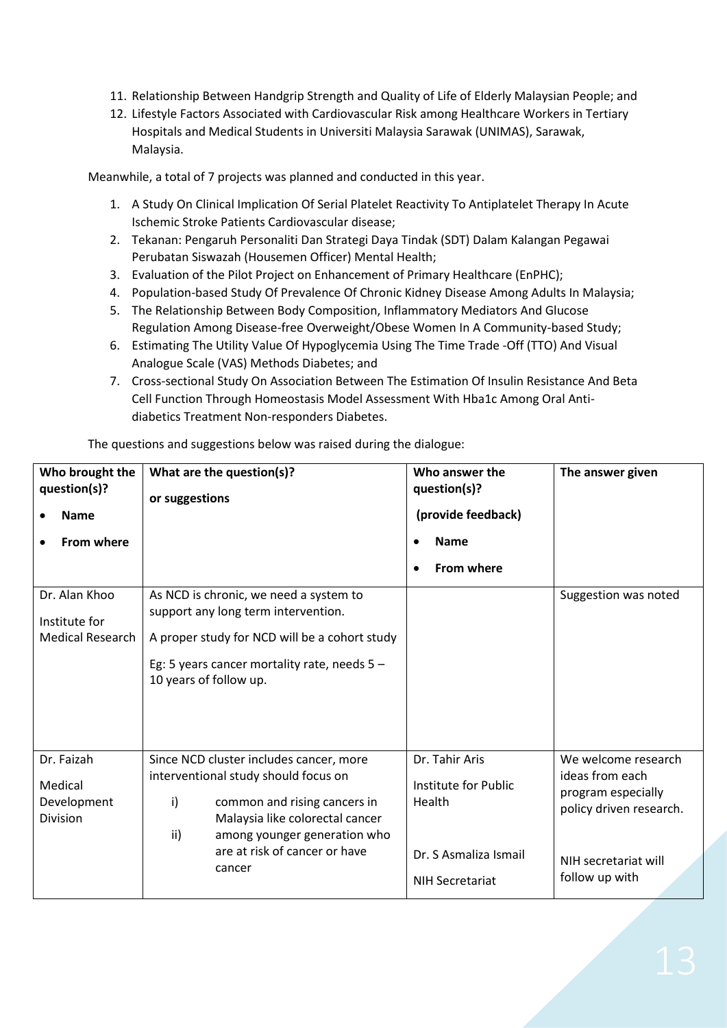11. Relationship Between Handgrip Strength and Quality of Life of Elderly Malaysian People; and
12. Lifestyle Factors Associated with Cardiovascular Risk among Healthcare Workers in Tertiary Hospitals and Medical Students in Universiti Malaysia Sarawak (UNIMAS), Sarawak, Malaysia.

Meanwhile, a total of 7 projects was planned and conducted in this year.

1. A Study On Clinical Implication Of Serial Platelet Reactivity To Antiplatelet Therapy In Acute Ischemic Stroke Patients Cardiovascular disease;
2. Tekanan: Pengaruh Personaliti Dan Strategi Daya Tindak (SDT) Dalam Kalangan Pegawai Perubatan Siswazah (Housemen Officer) Mental Health;
3. Evaluation of the Pilot Project on Enhancement of Primary Healthcare (EnPHC);
4. Population-based Study Of Prevalence Of Chronic Kidney Disease Among Adults In Malaysia;
5. The Relationship Between Body Composition, Inflammatory Mediators And Glucose Regulation Among Disease-free Overweight/Obese Women In A Community-based Study;
6. Estimating The Utility Value Of Hypoglycemia Using The Time Trade -Off (TTO) And Visual Analogue Scale (VAS) Methods Diabetes; and
7. Cross-sectional Study On Association Between The Estimation Of Insulin Resistance And Beta Cell Function Through Homeostasis Model Assessment With Hba1c Among Oral Anti-diabetics Treatment Non-responders Diabetes.

The questions and suggestions below was raised during the dialogue:

| Who brought the question(s)?<br>• **Name**<br>• **From where** | **What are the question(s)? or suggestions** | **Who answer the question(s)? (provide feedback)**<br>• **Name**<br>• **From where** | **The answer given** |
|---|---|---|---|
| Dr. Alan Khoo<br>Institute for Medical Research | As NCD is chronic, we need a system to support any long term intervention.<br>A proper study for NCD will be a cohort study<br>Eg: 5 years cancer mortality rate, needs 5 – 10 years of follow up. | | Suggestion was noted |
| Dr. Faizah<br>Medical Development Division | Since NCD cluster includes cancer, more interventional study should focus on<br>i) common and rising cancers in Malaysia like colorectal cancer<br>ii) among younger generation who are at risk of cancer or have cancer | Dr. Tahir Aris<br>Institute for Public Health<br><br>Dr. S Asmaliza Ismail<br>NIH Secretariat | We welcome research ideas from each program especially policy driven research.<br><br>NIH secretariat will follow up with |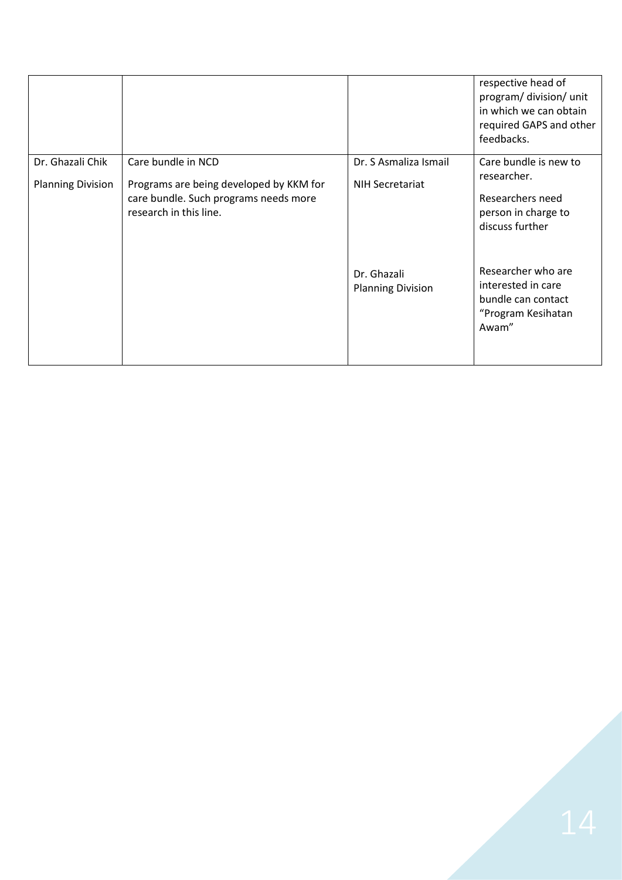| | | | |
|---|---|---|---|
| | | | respective head of program/ division/ unit in which we can obtain required GAPS and other feedbacks. |
| Dr. Ghazali Chik<br><br>Planning Division | Care bundle in NCD<br><br>Programs are being developed by KKM for care bundle. Such programs needs more research in this line. | Dr. S Asmaliza Ismail<br><br>NIH Secretariat | Care bundle is new to researcher.<br><br>Researchers need person in charge to discuss further |
| | | Dr. Ghazali<br>Planning Division | Researcher who are interested in care bundle can contact "Program Kesihatan Awam" |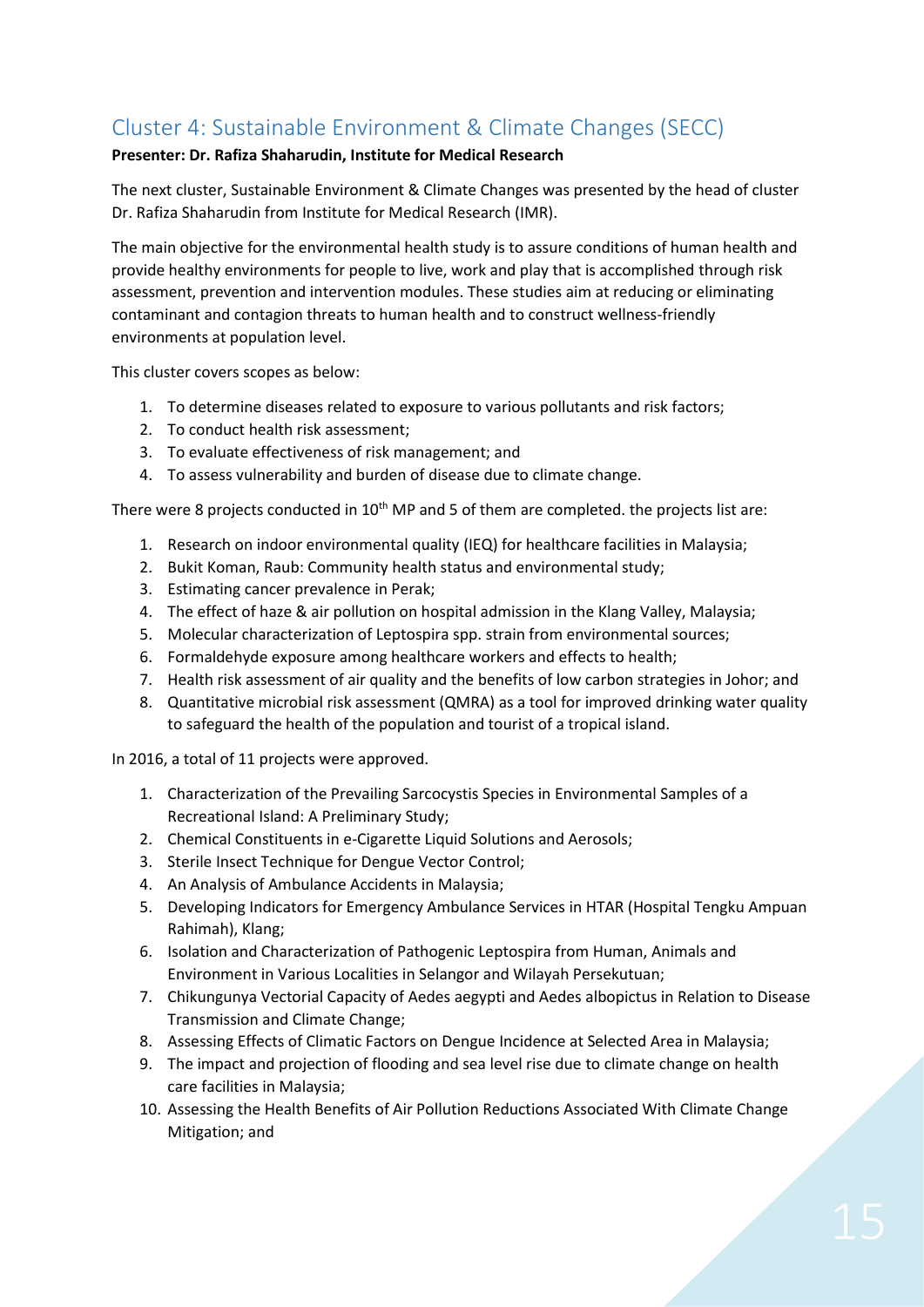## Cluster 4: Sustainable Environment & Climate Changes (SECC)

**Presenter: Dr. Rafiza Shaharudin, Institute for Medical Research**

The next cluster, Sustainable Environment & Climate Changes was presented by the head of cluster Dr. Rafiza Shaharudin from Institute for Medical Research (IMR).

The main objective for the environmental health study is to assure conditions of human health and provide healthy environments for people to live, work and play that is accomplished through risk assessment, prevention and intervention modules. These studies aim at reducing or eliminating contaminant and contagion threats to human health and to construct wellness-friendly environments at population level.

This cluster covers scopes as below:

1. To determine diseases related to exposure to various pollutants and risk factors;
2. To conduct health risk assessment;
3. To evaluate effectiveness of risk management; and
4. To assess vulnerability and burden of disease due to climate change.

There were 8 projects conducted in 10th MP and 5 of them are completed. the projects list are:

1. Research on indoor environmental quality (IEQ) for healthcare facilities in Malaysia;
2. Bukit Koman, Raub: Community health status and environmental study;
3. Estimating cancer prevalence in Perak;
4. The effect of haze & air pollution on hospital admission in the Klang Valley, Malaysia;
5. Molecular characterization of Leptospira spp. strain from environmental sources;
6. Formaldehyde exposure among healthcare workers and effects to health;
7. Health risk assessment of air quality and the benefits of low carbon strategies in Johor; and
8. Quantitative microbial risk assessment (QMRA) as a tool for improved drinking water quality to safeguard the health of the population and tourist of a tropical island.

In 2016, a total of 11 projects were approved.

1. Characterization of the Prevailing Sarcocystis Species in Environmental Samples of a Recreational Island: A Preliminary Study;
2. Chemical Constituents in e-Cigarette Liquid Solutions and Aerosols;
3. Sterile Insect Technique for Dengue Vector Control;
4. An Analysis of Ambulance Accidents in Malaysia;
5. Developing Indicators for Emergency Ambulance Services in HTAR (Hospital Tengku Ampuan Rahimah), Klang;
6. Isolation and Characterization of Pathogenic Leptospira from Human, Animals and Environment in Various Localities in Selangor and Wilayah Persekutuan;
7. Chikungunya Vectorial Capacity of Aedes aegypti and Aedes albopictus in Relation to Disease Transmission and Climate Change;
8. Assessing Effects of Climatic Factors on Dengue Incidence at Selected Area in Malaysia;
9. The impact and projection of flooding and sea level rise due to climate change on health care facilities in Malaysia;
10. Assessing the Health Benefits of Air Pollution Reductions Associated With Climate Change Mitigation; and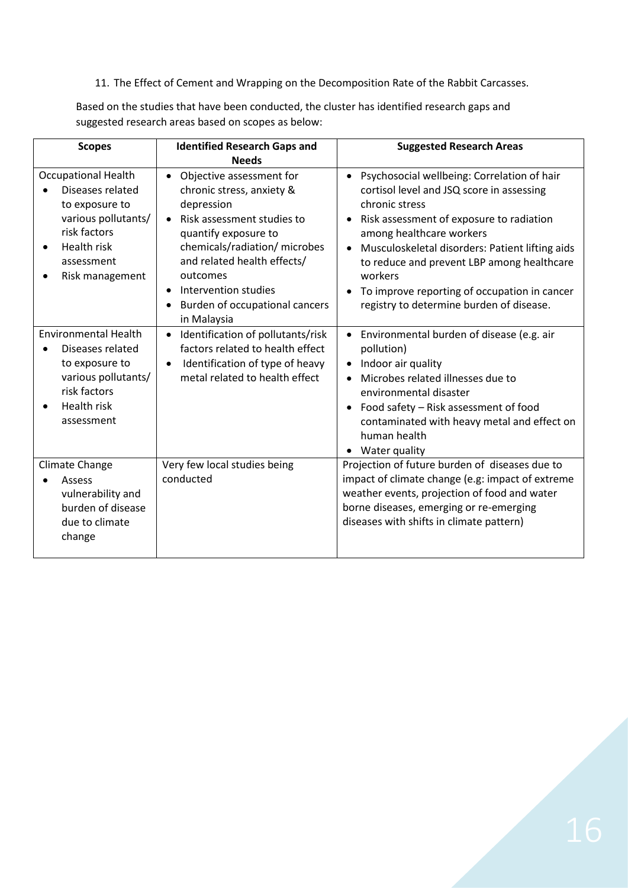11. The Effect of Cement and Wrapping on the Decomposition Rate of the Rabbit Carcasses.

Based on the studies that have been conducted, the cluster has identified research gaps and suggested research areas based on scopes as below:

| Scopes | Identified Research Gaps and Needs | Suggested Research Areas |
|---|---|---|
| Occupational Health<br>• Diseases related to exposure to various pollutants/ risk factors<br>• Health risk assessment<br>• Risk management | • Objective assessment for chronic stress, anxiety & depression<br>• Risk assessment studies to quantify exposure to chemicals/radiation/ microbes and related health effects/ outcomes<br>• Intervention studies<br>• Burden of occupational cancers in Malaysia | • Psychosocial wellbeing: Correlation of hair cortisol level and JSQ score in assessing chronic stress<br>• Risk assessment of exposure to radiation among healthcare workers<br>• Musculoskeletal disorders: Patient lifting aids to reduce and prevent LBP among healthcare workers<br>• To improve reporting of occupation in cancer registry to determine burden of disease. |
| Environmental Health<br>• Diseases related to exposure to various pollutants/ risk factors<br>• Health risk assessment | • Identification of pollutants/risk factors related to health effect<br>• Identification of type of heavy metal related to health effect | • Environmental burden of disease (e.g. air pollution)<br>• Indoor air quality<br>• Microbes related illnesses due to environmental disaster<br>• Food safety – Risk assessment of food contaminated with heavy metal and effect on human health<br>• Water quality |
| Climate Change<br>• Assess vulnerability and burden of disease due to climate change | Very few local studies being conducted | Projection of future burden of diseases due to impact of climate change (e.g: impact of extreme weather events, projection of food and water borne diseases, emerging or re-emerging diseases with shifts in climate pattern) |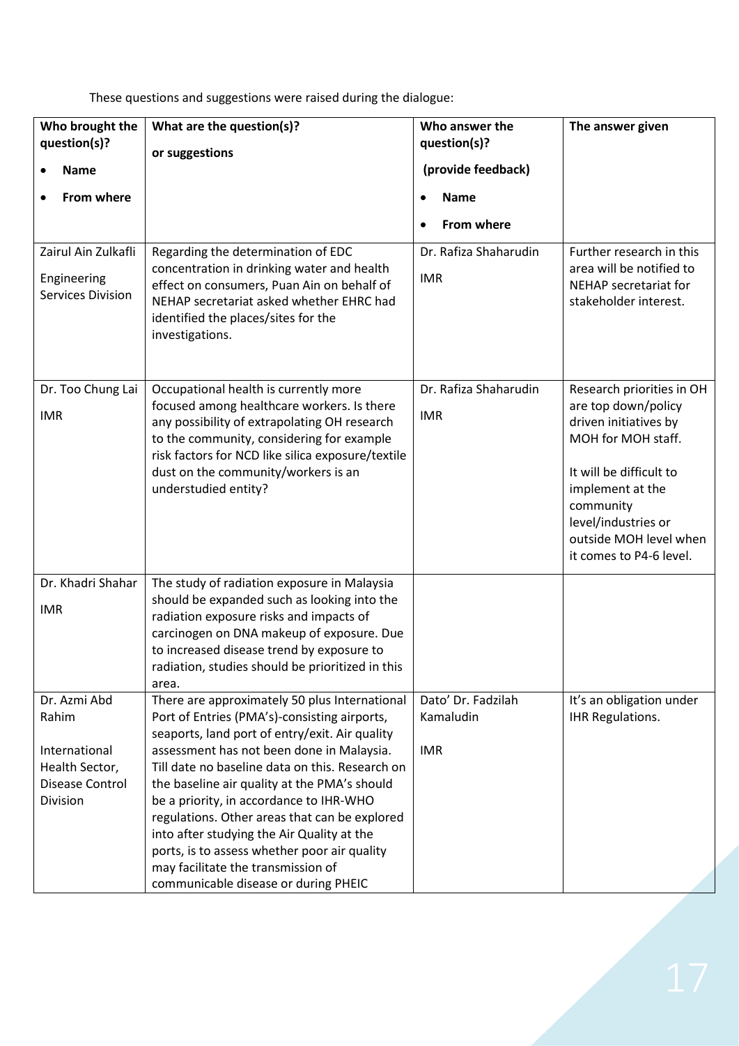These questions and suggestions were raised during the dialogue:

| Who brought the question(s)?<br>• Name<br>• From where | What are the question(s)?<br>or suggestions | Who answer the question(s)?<br>(provide feedback)<br>• Name<br>• From where | The answer given |
|---|---|---|---|
| Zairul Ain Zulkafli<br><br>Engineering Services Division | Regarding the determination of EDC concentration in drinking water and health effect on consumers, Puan Ain on behalf of NEHAP secretariat asked whether EHRC had identified the places/sites for the investigations. | Dr. Rafiza Shaharudin<br><br>IMR | Further research in this area will be notified to NEHAP secretariat for stakeholder interest. |
| Dr. Too Chung Lai<br><br>IMR | Occupational health is currently more focused among healthcare workers. Is there any possibility of extrapolating OH research to the community, considering for example risk factors for NCD like silica exposure/textile dust on the community/workers is an understudied entity? | Dr. Rafiza Shaharudin<br><br>IMR | Research priorities in OH are top down/policy driven initiatives by MOH for MOH staff.<br><br>It will be difficult to implement at the community level/industries or outside MOH level when it comes to P4-6 level. |
| Dr. Khadri Shahar<br><br>IMR | The study of radiation exposure in Malaysia should be expanded such as looking into the radiation exposure risks and impacts of carcinogen on DNA makeup of exposure. Due to increased disease trend by exposure to radiation, studies should be prioritized in this area. | | |
| Dr. Azmi Abd Rahim<br><br>International Health Sector, Disease Control Division | There are approximately 50 plus International Port of Entries (PMA's)-consisting airports, seaports, land port of entry/exit. Air quality assessment has not been done in Malaysia. Till date no baseline data on this. Research on the baseline air quality at the PMA's should be a priority, in accordance to IHR-WHO regulations. Other areas that can be explored into after studying the Air Quality at the ports, is to assess whether poor air quality may facilitate the transmission of communicable disease or during PHEIC | Dato' Dr. Fadzilah Kamaludin<br><br>IMR | It's an obligation under IHR Regulations. |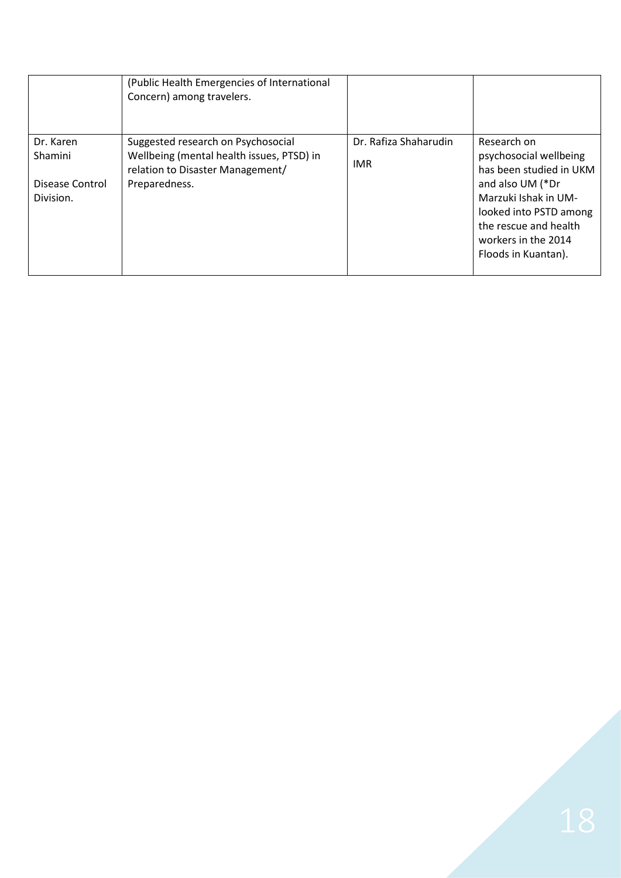| | | | |
|---|---|---|---|
| | (Public Health Emergencies of International Concern) among travelers. | | |
| Dr. Karen Shamini<br><br>Disease Control Division. | Suggested research on Psychosocial Wellbeing (mental health issues, PTSD) in relation to Disaster Management/ Preparedness. | Dr. Rafiza Shaharudin<br><br>IMR | Research on psychosocial wellbeing has been studied in UKM and also UM (*Dr Marzuki Ishak in UM- looked into PSTD among the rescue and health workers in the 2014 Floods in Kuantan). |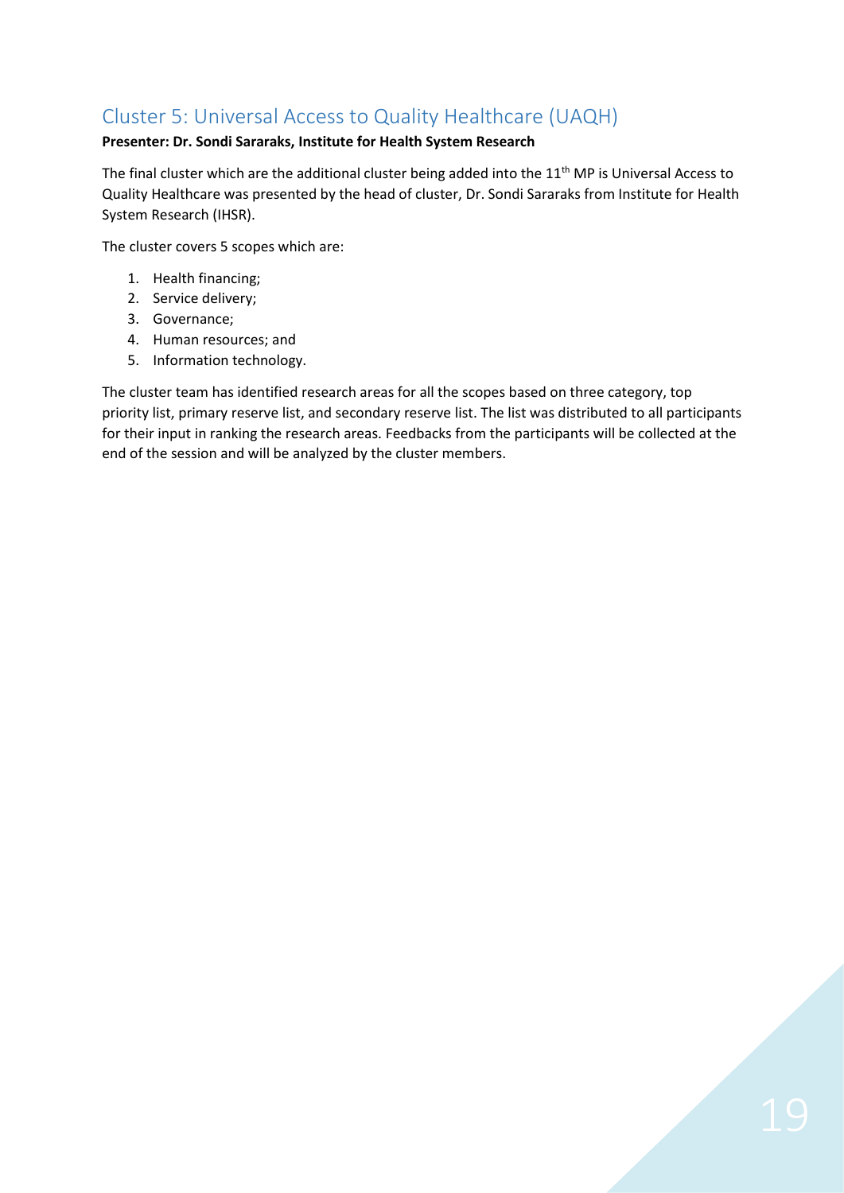## Cluster 5: Universal Access to Quality Healthcare (UAQH)

**Presenter: Dr. Sondi Sararaks, Institute for Health System Research**

The final cluster which are the additional cluster being added into the 11th MP is Universal Access to Quality Healthcare was presented by the head of cluster, Dr. Sondi Sararaks from Institute for Health System Research (IHSR).

The cluster covers 5 scopes which are:

1. Health financing;
2. Service delivery;
3. Governance;
4. Human resources; and
5. Information technology.

The cluster team has identified research areas for all the scopes based on three category, top priority list, primary reserve list, and secondary reserve list. The list was distributed to all participants for their input in ranking the research areas. Feedbacks from the participants will be collected at the end of the session and will be analyzed by the cluster members.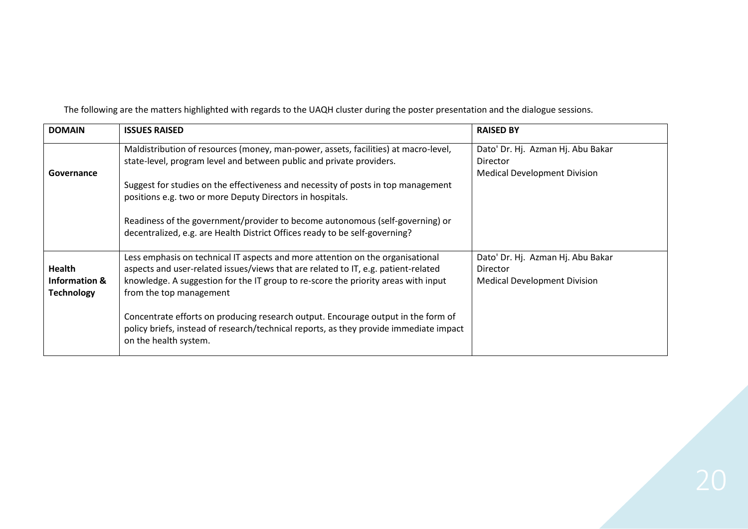The following are the matters highlighted with regards to the UAQH cluster during the poster presentation and the dialogue sessions.

| DOMAIN | ISSUES RAISED | RAISED BY |
|---|---|---|
| **Governance** | Maldistribution of resources (money, man-power, assets, facilities) at macro-level, state-level, program level and between public and private providers.<br><br>Suggest for studies on the effectiveness and necessity of posts in top management positions e.g. two or more Deputy Directors in hospitals.<br><br>Readiness of the government/provider to become autonomous (self-governing) or decentralized, e.g. are Health District Offices ready to be self-governing? | Dato' Dr. Hj. Azman Hj. Abu Bakar<br>Director<br>Medical Development Division |
| **Health Information & Technology** | Less emphasis on technical IT aspects and more attention on the organisational aspects and user-related issues/views that are related to IT, e.g. patient-related knowledge. A suggestion for the IT group to re-score the priority areas with input from the top management<br><br>Concentrate efforts on producing research output. Encourage output in the form of policy briefs, instead of research/technical reports, as they provide immediate impact on the health system. | Dato' Dr. Hj. Azman Hj. Abu Bakar<br>Director<br>Medical Development Division |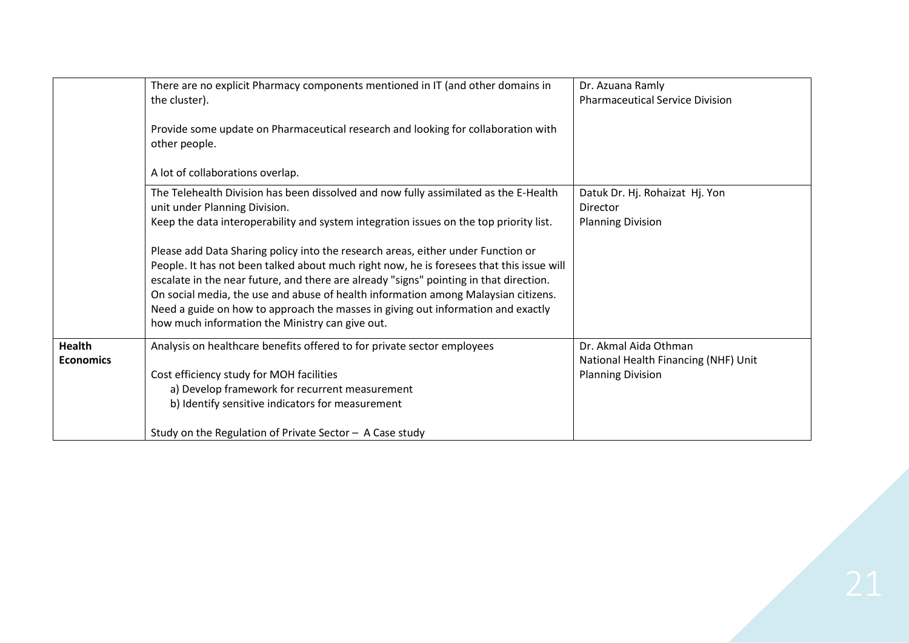| | | |
|---|---|---|
| | There are no explicit Pharmacy components mentioned in IT (and other domains in the cluster).<br><br>Provide some update on Pharmaceutical research and looking for collaboration with other people.<br><br>A lot of collaborations overlap. | Dr. Azuana Ramly<br>Pharmaceutical Service Division |
| | The Telehealth Division has been dissolved and now fully assimilated as the E-Health unit under Planning Division.<br>Keep the data interoperability and system integration issues on the top priority list.<br><br>Please add Data Sharing policy into the research areas, either under Function or People. It has not been talked about much right now, he is foresees that this issue will escalate in the near future, and there are already "signs" pointing in that direction. On social media, the use and abuse of health information among Malaysian citizens. Need a guide on how to approach the masses in giving out information and exactly how much information the Ministry can give out. | Datuk Dr. Hj. Rohaizat Hj. Yon<br>Director<br>Planning Division |
| **Health Economics** | Analysis on healthcare benefits offered to for private sector employees<br><br>Cost efficiency study for MOH facilities<br>a) Develop framework for recurrent measurement<br>b) Identify sensitive indicators for measurement<br><br>Study on the Regulation of Private Sector – A Case study | Dr. Akmal Aida Othman<br>National Health Financing (NHF) Unit<br>Planning Division |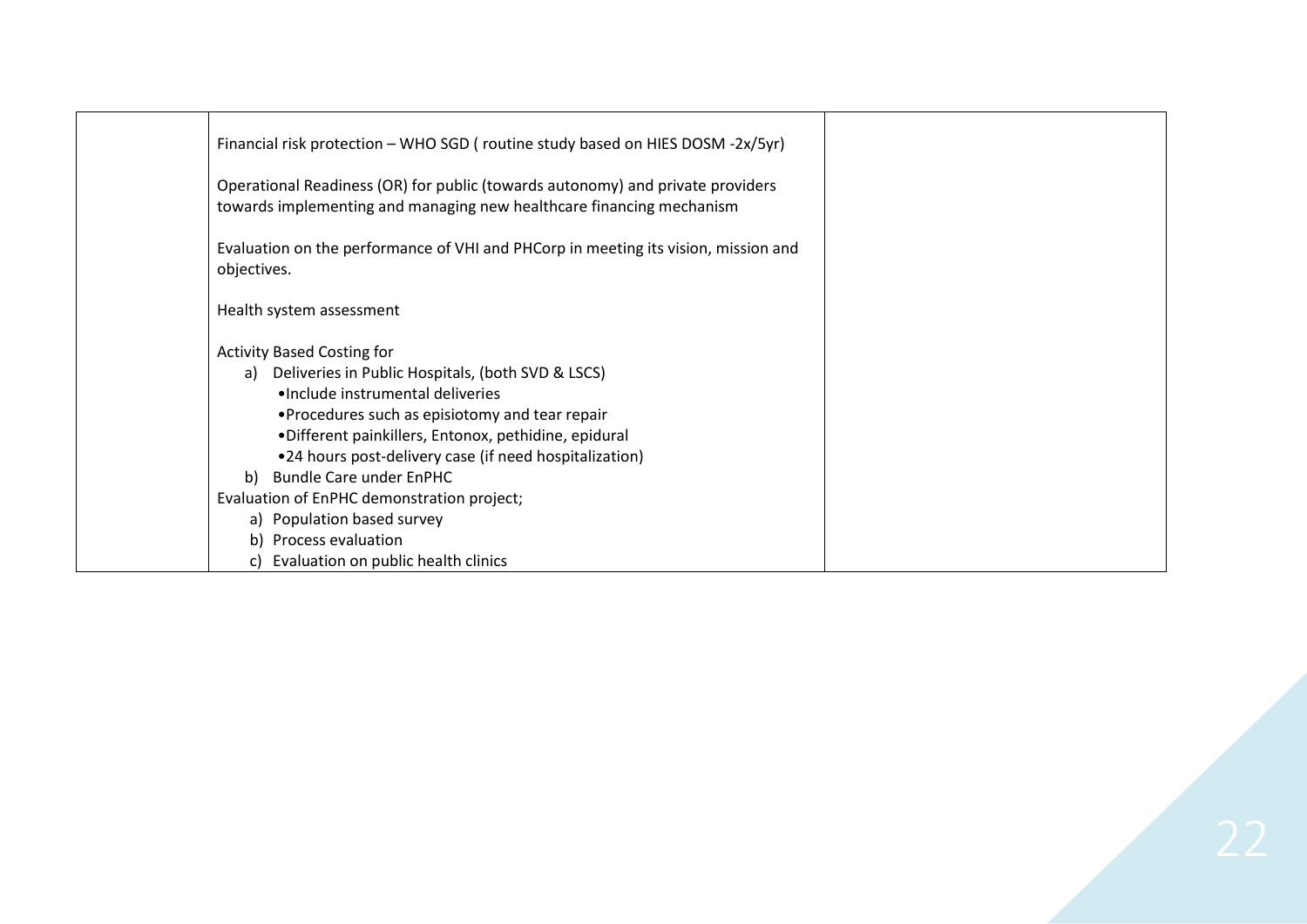| | | |
|---|---|---|
| | Financial risk protection – WHO SGD ( routine study based on HIES DOSM -2x/5yr)<br><br>Operational Readiness (OR) for public (towards autonomy) and private providers towards implementing and managing new healthcare financing mechanism<br><br>Evaluation on the performance of VHI and PHCorp in meeting its vision, mission and objectives.<br><br>Health system assessment<br><br>Activity Based Costing for<br>a) Deliveries in Public Hospitals, (both SVD & LSCS)<br>•Include instrumental deliveries<br>•Procedures such as episiotomy and tear repair<br>•Different painkillers, Entonox, pethidine, epidural<br>•24 hours post-delivery case (if need hospitalization)<br>b) Bundle Care under EnPHC<br>Evaluation of EnPHC demonstration project;<br>a) Population based survey<br>b) Process evaluation<br>c) Evaluation on public health clinics | |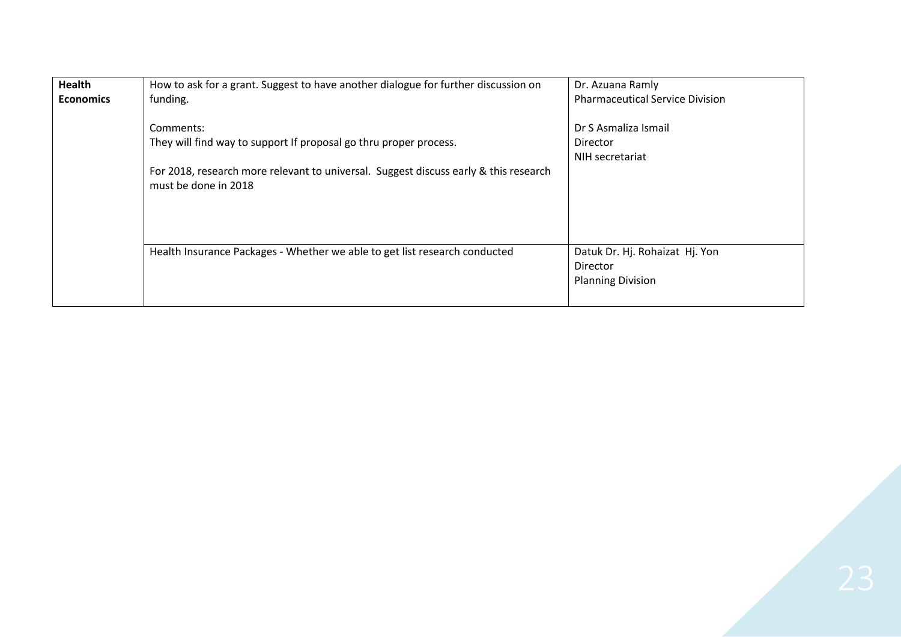| Health Economics | How to ask for a grant. Suggest to have another dialogue for further discussion on funding.<br><br>Comments:<br>They will find way to support If proposal go thru proper process.<br><br>For 2018, research more relevant to universal. Suggest discuss early & this research must be done in 2018 | Dr. Azuana Ramly<br>Pharmaceutical Service Division<br><br>Dr S Asmaliza Ismail<br>Director<br>NIH secretariat |
|---|---|---|
| | Health Insurance Packages - Whether we able to get list research conducted | Datuk Dr. Hj. Rohaizat Hj. Yon<br>Director<br>Planning Division |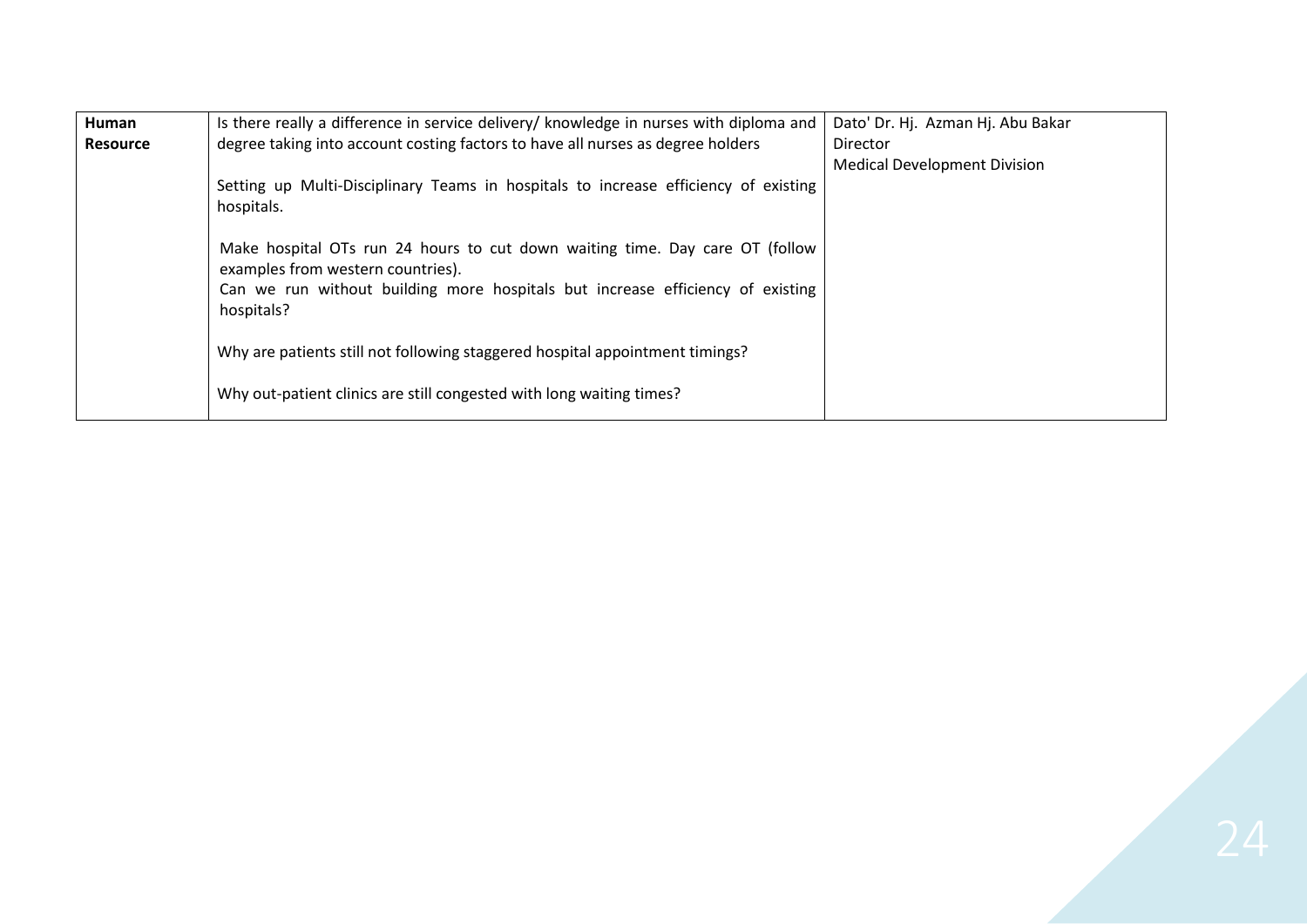| | | |
|---|---|---|
| **Human Resource** | Is there really a difference in service delivery/ knowledge in nurses with diploma and degree taking into account costing factors to have all nurses as degree holders<br><br>Setting up Multi-Disciplinary Teams in hospitals to increase efficiency of existing hospitals.<br><br>Make hospital OTs run 24 hours to cut down waiting time. Day care OT (follow examples from western countries).<br>Can we run without building more hospitals but increase efficiency of existing hospitals?<br><br>Why are patients still not following staggered hospital appointment timings?<br><br>Why out-patient clinics are still congested with long waiting times? | Dato' Dr. Hj. Azman Hj. Abu Bakar<br>Director<br>Medical Development Division |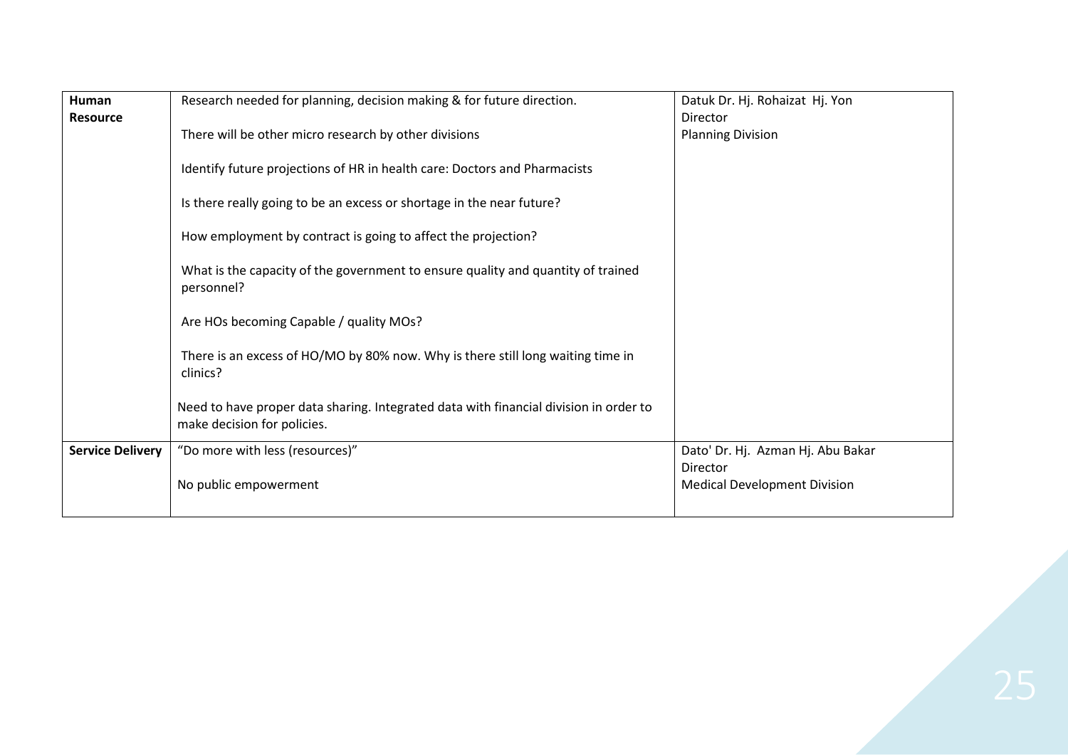| | | |
|---|---|---|
| **Human Resource** | Research needed for planning, decision making & for future direction.<br><br>There will be other micro research by other divisions<br><br>Identify future projections of HR in health care: Doctors and Pharmacists<br><br>Is there really going to be an excess or shortage in the near future?<br><br>How employment by contract is going to affect the projection?<br><br>What is the capacity of the government to ensure quality and quantity of trained personnel?<br><br>Are HOs becoming Capable / quality MOs?<br><br>There is an excess of HO/MO by 80% now. Why is there still long waiting time in clinics?<br><br>Need to have proper data sharing. Integrated data with financial division in order to make decision for policies. | Datuk Dr. Hj. Rohaizat Hj. Yon<br>Director<br>Planning Division |
| **Service Delivery** | "Do more with less (resources)"<br><br>No public empowerment | Dato' Dr. Hj. Azman Hj. Abu Bakar<br>Director<br>Medical Development Division |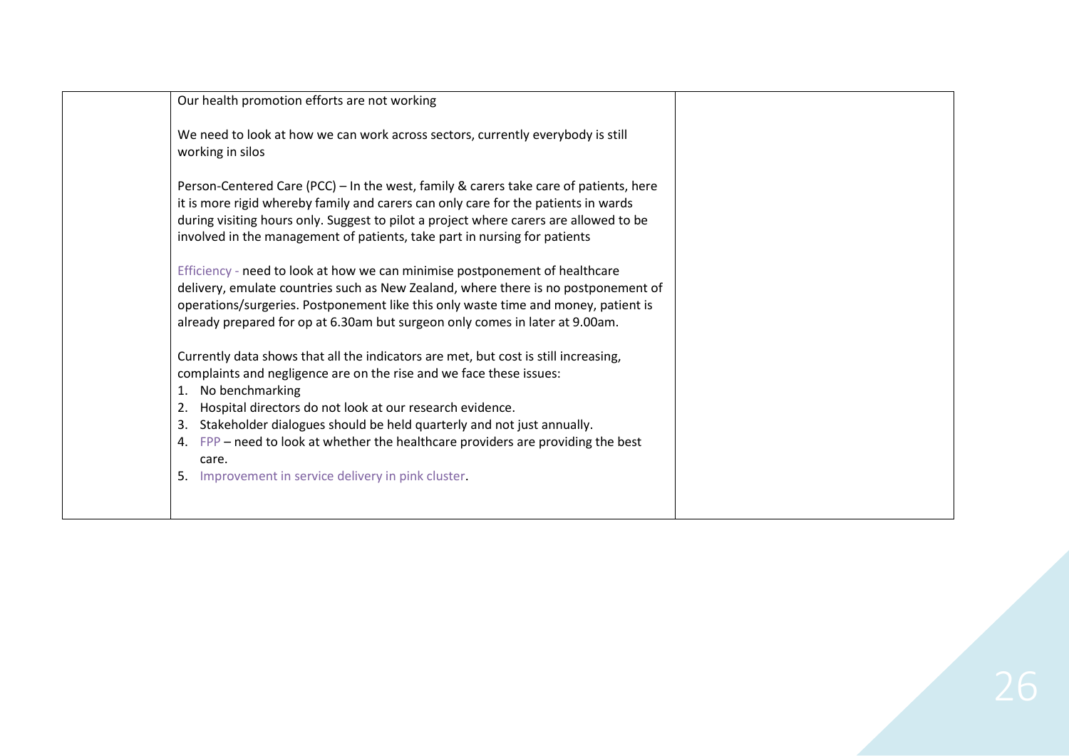| | | |
|---|---|---|
| | Our health promotion efforts are not working<br><br>We need to look at how we can work across sectors, currently everybody is still working in silos<br><br>Person-Centered Care (PCC) – In the west, family & carers take care of patients, here it is more rigid whereby family and carers can only care for the patients in wards during visiting hours only. Suggest to pilot a project where carers are allowed to be involved in the management of patients, take part in nursing for patients<br><br>Efficiency - need to look at how we can minimise postponement of healthcare delivery, emulate countries such as New Zealand, where there is no postponement of operations/surgeries. Postponement like this only waste time and money, patient is already prepared for op at 6.30am but surgeon only comes in later at 9.00am.<br><br>Currently data shows that all the indicators are met, but cost is still increasing, complaints and negligence are on the rise and we face these issues:<br>1. No benchmarking<br>2. Hospital directors do not look at our research evidence.<br>3. Stakeholder dialogues should be held quarterly and not just annually.<br>4. FPP – need to look at whether the healthcare providers are providing the best care.<br>5. Improvement in service delivery in pink cluster. | |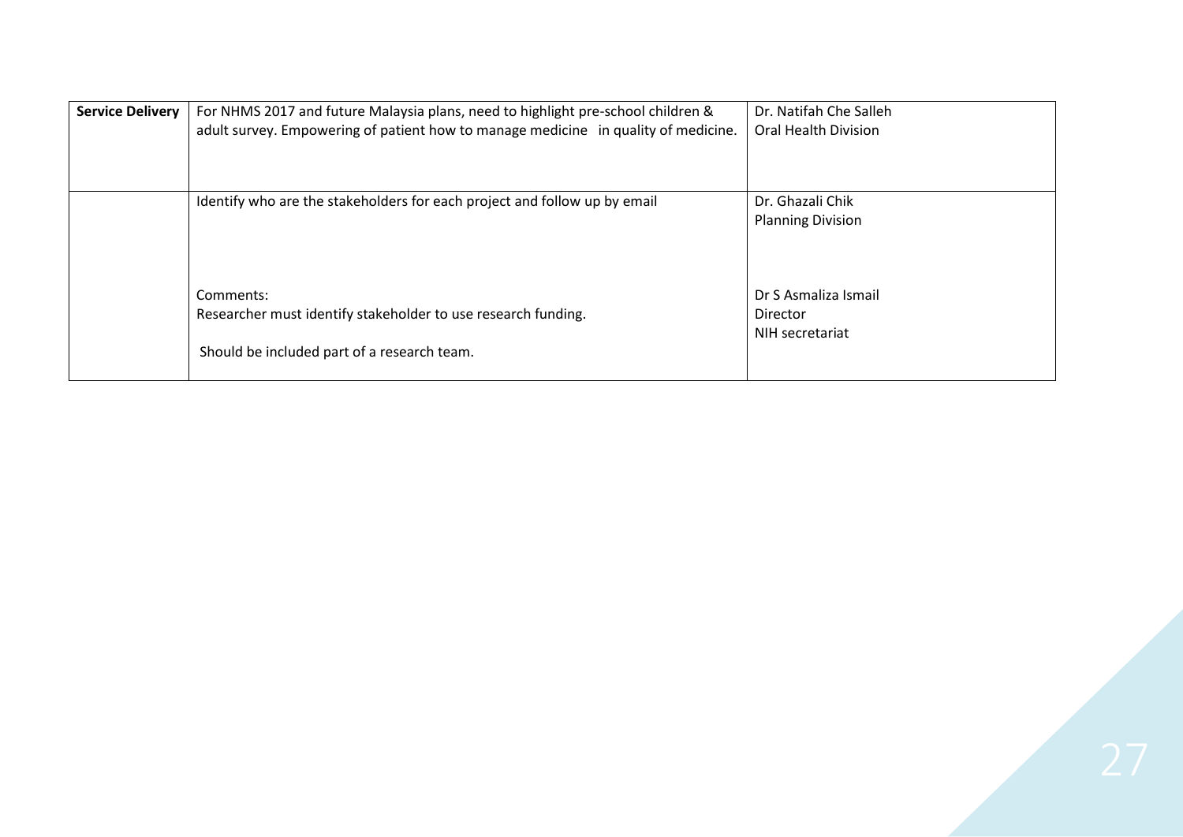| **Service Delivery** | For NHMS 2017 and future Malaysia plans, need to highlight pre-school children & adult survey. Empowering of patient how to manage medicine in quality of medicine. | Dr. Natifah Che Salleh<br>Oral Health Division |
|---|---|---|
| | Identify who are the stakeholders for each project and follow up by email<br><br>Comments:<br>Researcher must identify stakeholder to use research funding.<br><br>Should be included part of a research team. | Dr. Ghazali Chik<br>Planning Division<br><br>Dr S Asmaliza Ismail<br>Director<br>NIH secretariat |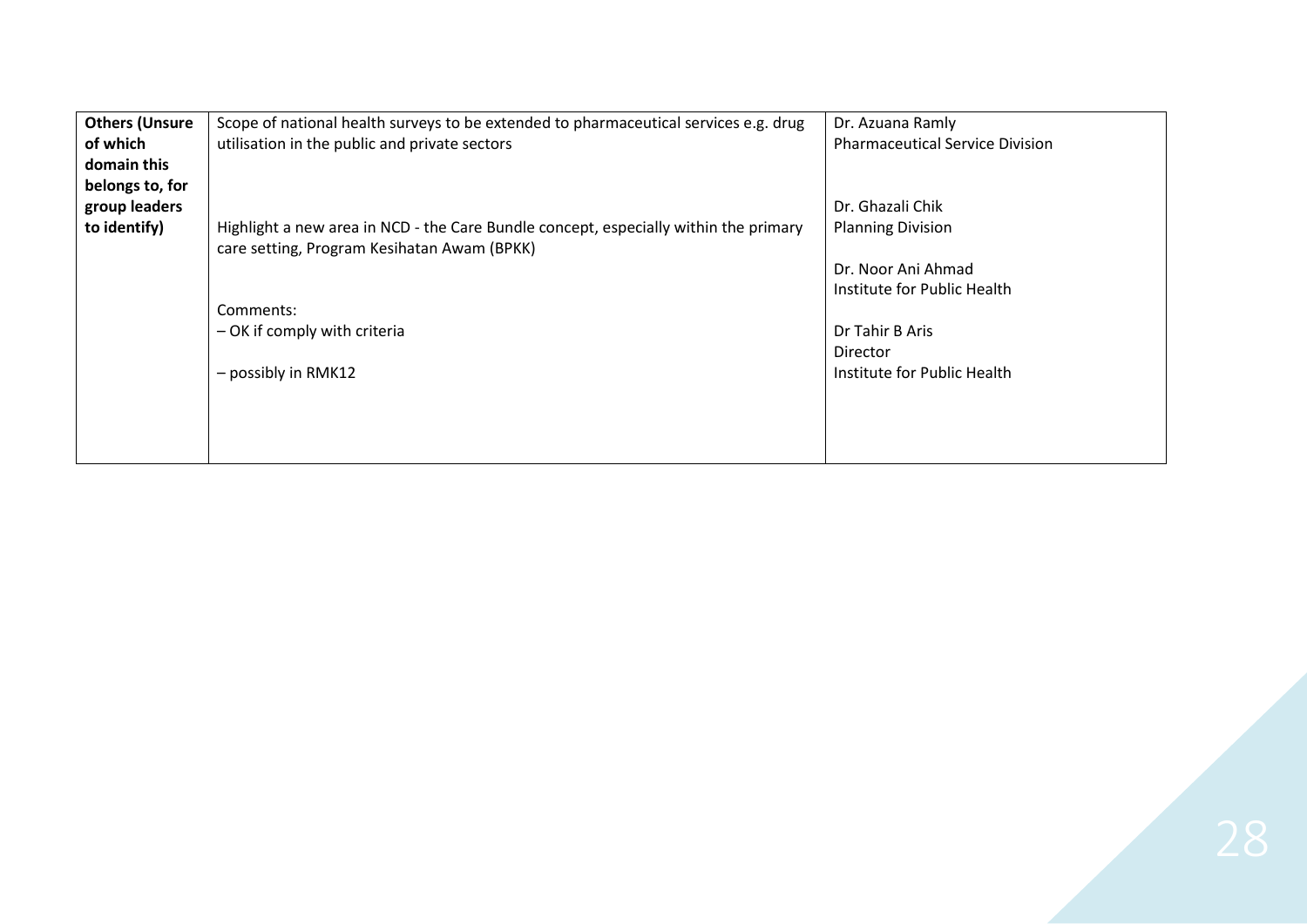| | | |
|---|---|---|
| **Others (Unsure of which domain this belongs to, for group leaders to identify)** | Scope of national health surveys to be extended to pharmaceutical services e.g. drug utilisation in the public and private sectors<br><br>Highlight a new area in NCD - the Care Bundle concept, especially within the primary care setting, Program Kesihatan Awam (BPKK)<br><br>Comments:<br>– OK if comply with criteria<br><br>– possibly in RMK12 | Dr. Azuana Ramly<br>Pharmaceutical Service Division<br><br>Dr. Ghazali Chik<br>Planning Division<br><br>Dr. Noor Ani Ahmad<br>Institute for Public Health<br><br>Dr Tahir B Aris<br>Director<br>Institute for Public Health |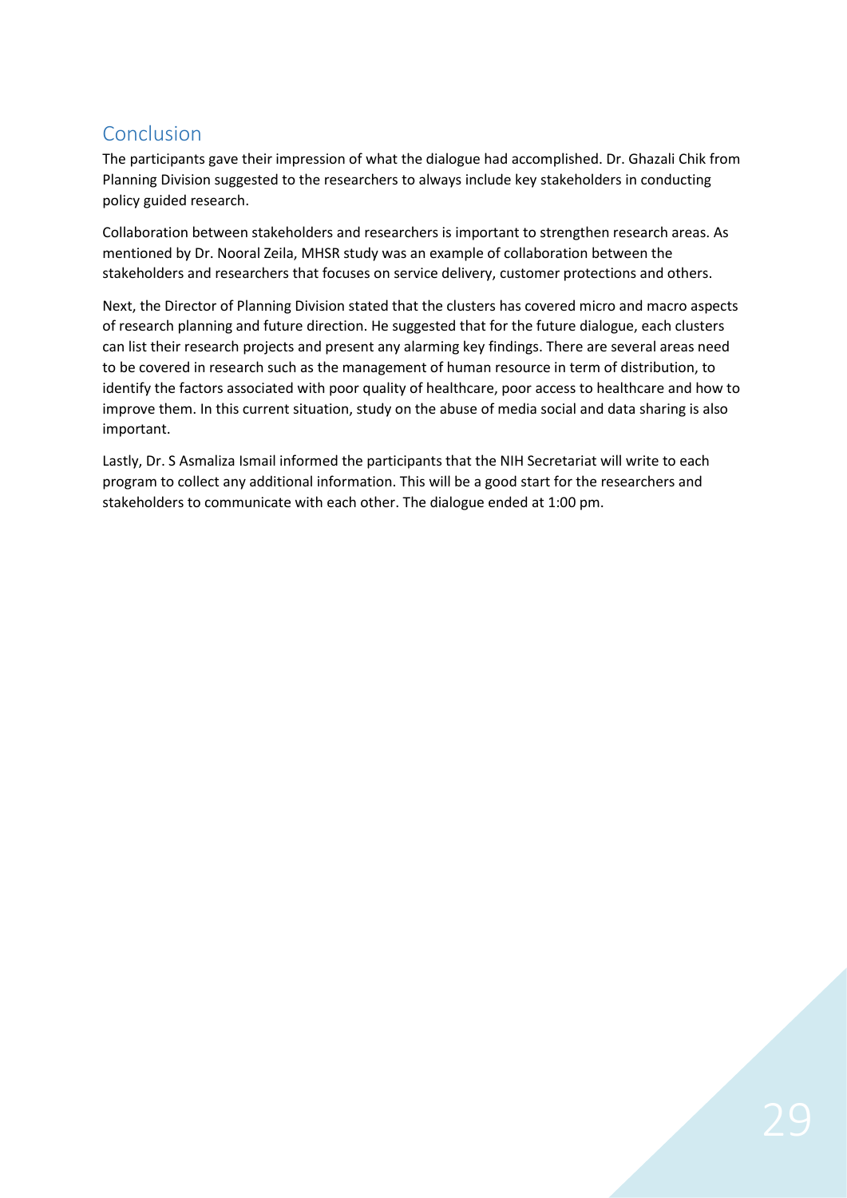## Conclusion

The participants gave their impression of what the dialogue had accomplished. Dr. Ghazali Chik from Planning Division suggested to the researchers to always include key stakeholders in conducting policy guided research.

Collaboration between stakeholders and researchers is important to strengthen research areas. As mentioned by Dr. Nooral Zeila, MHSR study was an example of collaboration between the stakeholders and researchers that focuses on service delivery, customer protections and others.

Next, the Director of Planning Division stated that the clusters has covered micro and macro aspects of research planning and future direction. He suggested that for the future dialogue, each clusters can list their research projects and present any alarming key findings. There are several areas need to be covered in research such as the management of human resource in term of distribution, to identify the factors associated with poor quality of healthcare, poor access to healthcare and how to improve them. In this current situation, study on the abuse of media social and data sharing is also important.

Lastly, Dr. S Asmaliza Ismail informed the participants that the NIH Secretariat will write to each program to collect any additional information. This will be a good start for the researchers and stakeholders to communicate with each other. The dialogue ended at 1:00 pm.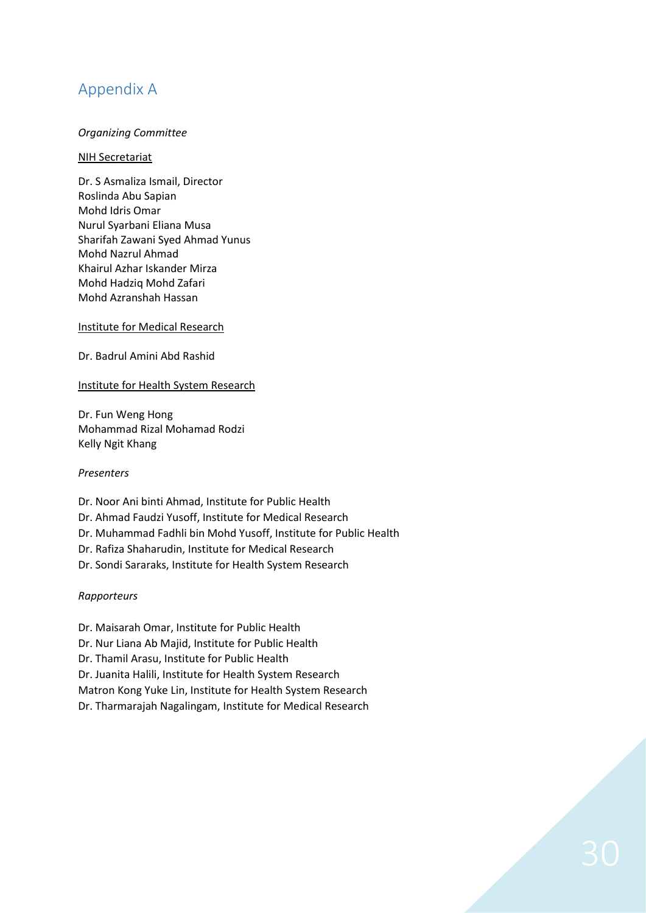# Appendix A

*Organizing Committee*

<u>NIH Secretariat</u>

Dr. S Asmaliza Ismail, Director
Roslinda Abu Sapian
Mohd Idris Omar
Nurul Syarbani Eliana Musa
Sharifah Zawani Syed Ahmad Yunus
Mohd Nazrul Ahmad
Khairul Azhar Iskander Mirza
Mohd Hadziq Mohd Zafari
Mohd Azranshah Hassan

<u>Institute for Medical Research</u>

Dr. Badrul Amini Abd Rashid

<u>Institute for Health System Research</u>

Dr. Fun Weng Hong
Mohammad Rizal Mohamad Rodzi
Kelly Ngit Khang

*Presenters*

Dr. Noor Ani binti Ahmad, Institute for Public Health
Dr. Ahmad Faudzi Yusoff, Institute for Medical Research
Dr. Muhammad Fadhli bin Mohd Yusoff, Institute for Public Health
Dr. Rafiza Shaharudin, Institute for Medical Research
Dr. Sondi Sararaks, Institute for Health System Research

*Rapporteurs*

Dr. Maisarah Omar, Institute for Public Health
Dr. Nur Liana Ab Majid, Institute for Public Health
Dr. Thamil Arasu, Institute for Public Health
Dr. Juanita Halili, Institute for Health System Research
Matron Kong Yuke Lin, Institute for Health System Research
Dr. Tharmarajah Nagalingam, Institute for Medical Research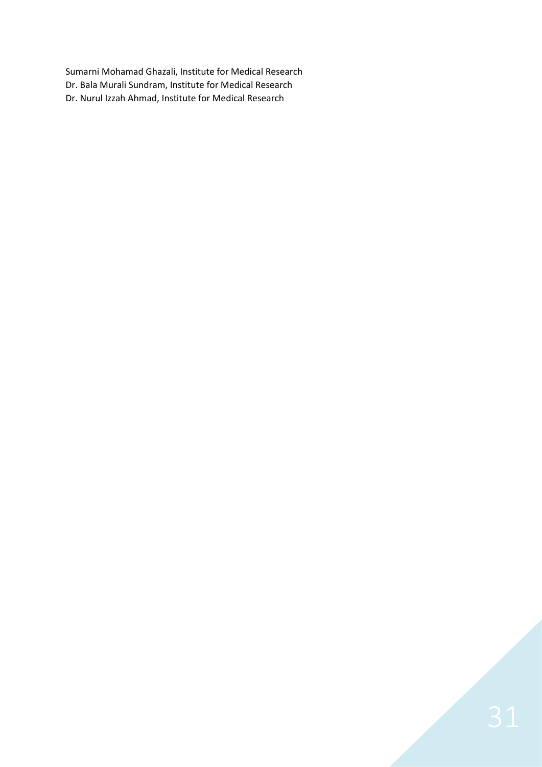Sumarni Mohamad Ghazali, Institute for Medical Research
Dr. Bala Murali Sundram, Institute for Medical Research
Dr. Nurul Izzah Ahmad, Institute for Medical Research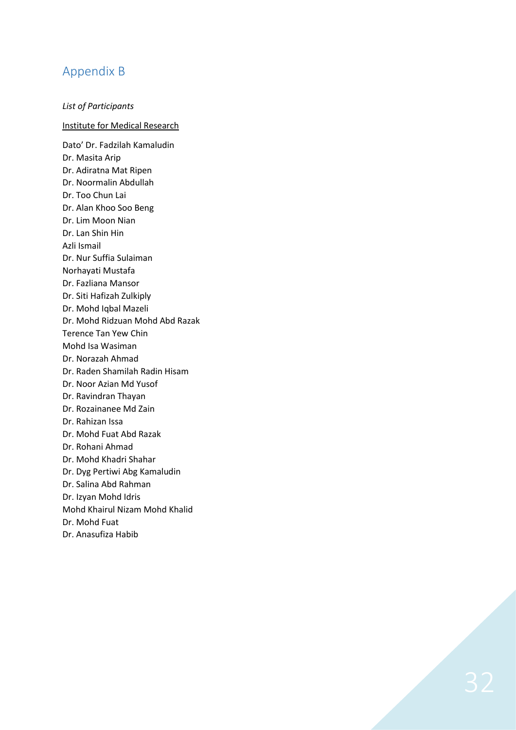# Appendix B

*List of Participants*

<u>Institute for Medical Research</u>

Dato' Dr. Fadzilah Kamaludin
Dr. Masita Arip
Dr. Adiratna Mat Ripen
Dr. Noormalin Abdullah
Dr. Too Chun Lai
Dr. Alan Khoo Soo Beng
Dr. Lim Moon Nian
Dr. Lan Shin Hin
Azli Ismail
Dr. Nur Suffia Sulaiman
Norhayati Mustafa
Dr. Fazliana Mansor
Dr. Siti Hafizah Zulkiply
Dr. Mohd Iqbal Mazeli
Dr. Mohd Ridzuan Mohd Abd Razak
Terence Tan Yew Chin
Mohd Isa Wasiman
Dr. Norazah Ahmad
Dr. Raden Shamilah Radin Hisam
Dr. Noor Azian Md Yusof
Dr. Ravindran Thayan
Dr. Rozainanee Md Zain
Dr. Rahizan Issa
Dr. Mohd Fuat Abd Razak
Dr. Rohani Ahmad
Dr. Mohd Khadri Shahar
Dr. Dyg Pertiwi Abg Kamaludin
Dr. Salina Abd Rahman
Dr. Izyan Mohd Idris
Mohd Khairul Nizam Mohd Khalid
Dr. Mohd Fuat
Dr. Anasufiza Habib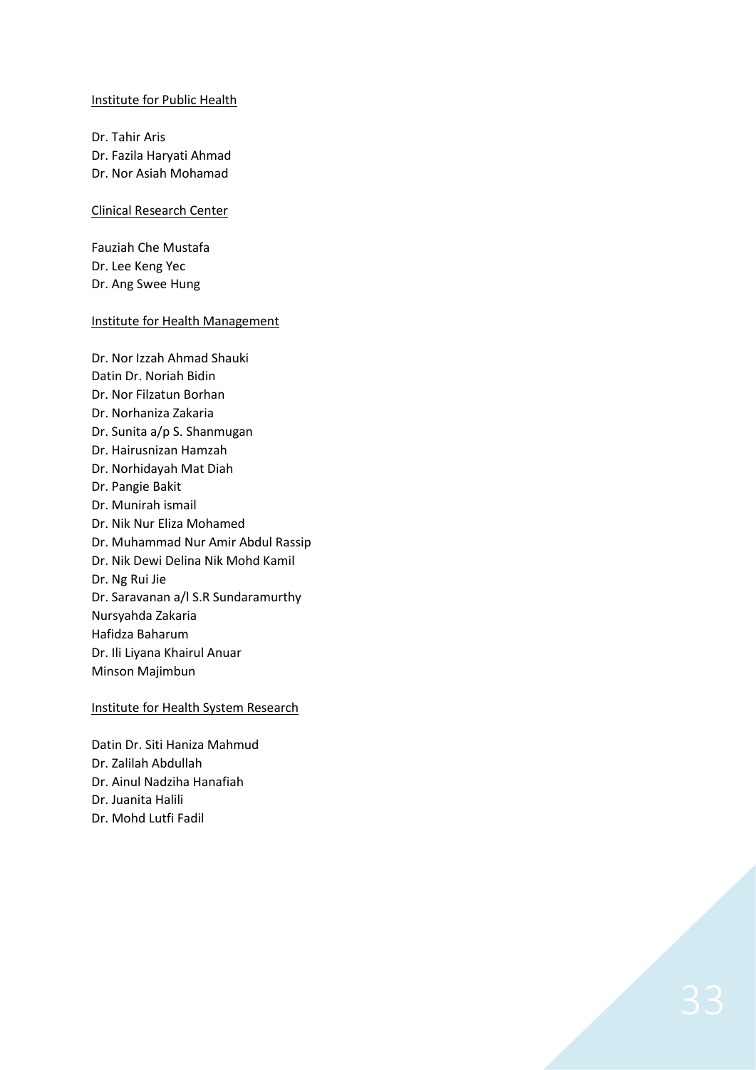Institute for Public Health

Dr. Tahir Aris
Dr. Fazila Haryati Ahmad
Dr. Nor Asiah Mohamad

Clinical Research Center

Fauziah Che Mustafa
Dr. Lee Keng Yec
Dr. Ang Swee Hung

Institute for Health Management

Dr. Nor Izzah Ahmad Shauki
Datin Dr. Noriah Bidin
Dr. Nor Filzatun Borhan
Dr. Norhaniza Zakaria
Dr. Sunita a/p S. Shanmugan
Dr. Hairusnizan Hamzah
Dr. Norhidayah Mat Diah
Dr. Pangie Bakit
Dr. Munirah ismail
Dr. Nik Nur Eliza Mohamed
Dr. Muhammad Nur Amir Abdul Rassip
Dr. Nik Dewi Delina Nik Mohd Kamil
Dr. Ng Rui Jie
Dr. Saravanan a/l S.R Sundaramurthy
Nursyahda Zakaria
Hafidza Baharum
Dr. Ili Liyana Khairul Anuar
Minson Majimbun

Institute for Health System Research

Datin Dr. Siti Haniza Mahmud
Dr. Zalilah Abdullah
Dr. Ainul Nadziha Hanafiah
Dr. Juanita Halili
Dr. Mohd Lutfi Fadil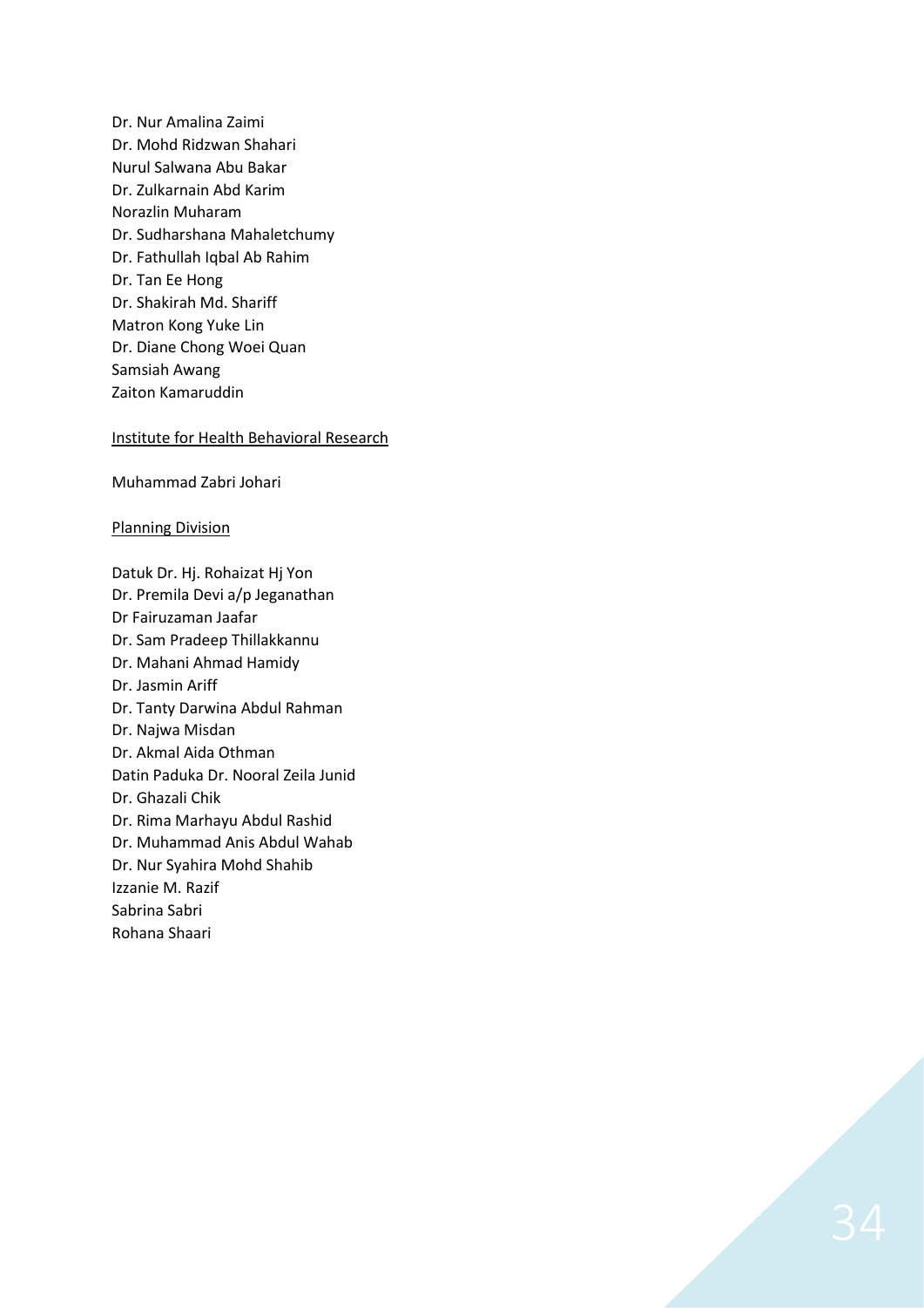Dr. Nur Amalina Zaimi
Dr. Mohd Ridzwan Shahari
Nurul Salwana Abu Bakar
Dr. Zulkarnain Abd Karim
Norazlin Muharam
Dr. Sudharshana Mahaletchumy
Dr. Fathullah Iqbal Ab Rahim
Dr. Tan Ee Hong
Dr. Shakirah Md. Shariff
Matron Kong Yuke Lin
Dr. Diane Chong Woei Quan
Samsiah Awang
Zaiton Kamaruddin

<u>Institute for Health Behavioral Research</u>

Muhammad Zabri Johari

<u>Planning Division</u>

Datuk Dr. Hj. Rohaizat Hj Yon
Dr. Premila Devi a/p Jeganathan
Dr Fairuzaman Jaafar
Dr. Sam Pradeep Thillakkannu
Dr. Mahani Ahmad Hamidy
Dr. Jasmin Ariff
Dr. Tanty Darwina Abdul Rahman
Dr. Najwa Misdan
Dr. Akmal Aida Othman
Datin Paduka Dr. Nooral Zeila Junid
Dr. Ghazali Chik
Dr. Rima Marhayu Abdul Rashid
Dr. Muhammad Anis Abdul Wahab
Dr. Nur Syahira Mohd Shahib
Izzanie M. Razif
Sabrina Sabri
Rohana Shaari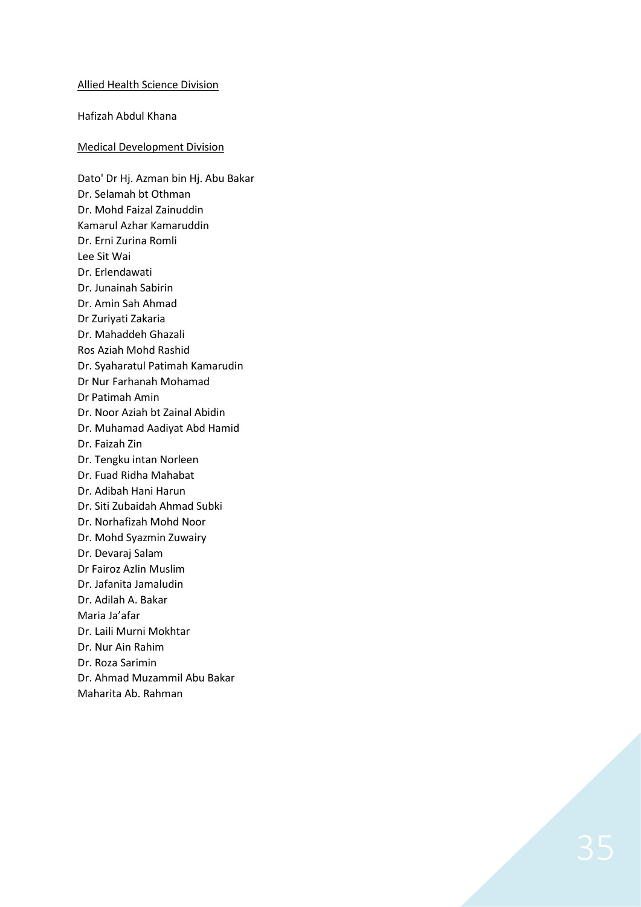<u>Allied Health Science Division</u>

Hafizah Abdul Khana

<u>Medical Development Division</u>

Dato' Dr Hj. Azman bin Hj. Abu Bakar
Dr. Selamah bt Othman
Dr. Mohd Faizal Zainuddin
Kamarul Azhar Kamaruddin
Dr. Erni Zurina Romli
Lee Sit Wai
Dr. Erlendawati
Dr. Junainah Sabirin
Dr. Amin Sah Ahmad
Dr Zuriyati Zakaria
Dr. Mahaddeh Ghazali
Ros Aziah Mohd Rashid
Dr. Syaharatul Patimah Kamarudin
Dr Nur Farhanah Mohamad
Dr Patimah Amin
Dr. Noor Aziah bt Zainal Abidin
Dr. Muhamad Aadiyat Abd Hamid
Dr. Faizah Zin
Dr. Tengku intan Norleen
Dr. Fuad Ridha Mahabat
Dr. Adibah Hani Harun
Dr. Siti Zubaidah Ahmad Subki
Dr. Norhafizah Mohd Noor
Dr. Mohd Syazmin Zuwairy
Dr. Devaraj Salam
Dr Fairoz Azlin Muslim
Dr. Jafanita Jamaludin
Dr. Adilah A. Bakar
Maria Ja'afar
Dr. Laili Murni Mokhtar
Dr. Nur Ain Rahim
Dr. Roza Sarimin
Dr. Ahmad Muzammil Abu Bakar
Maharita Ab. Rahman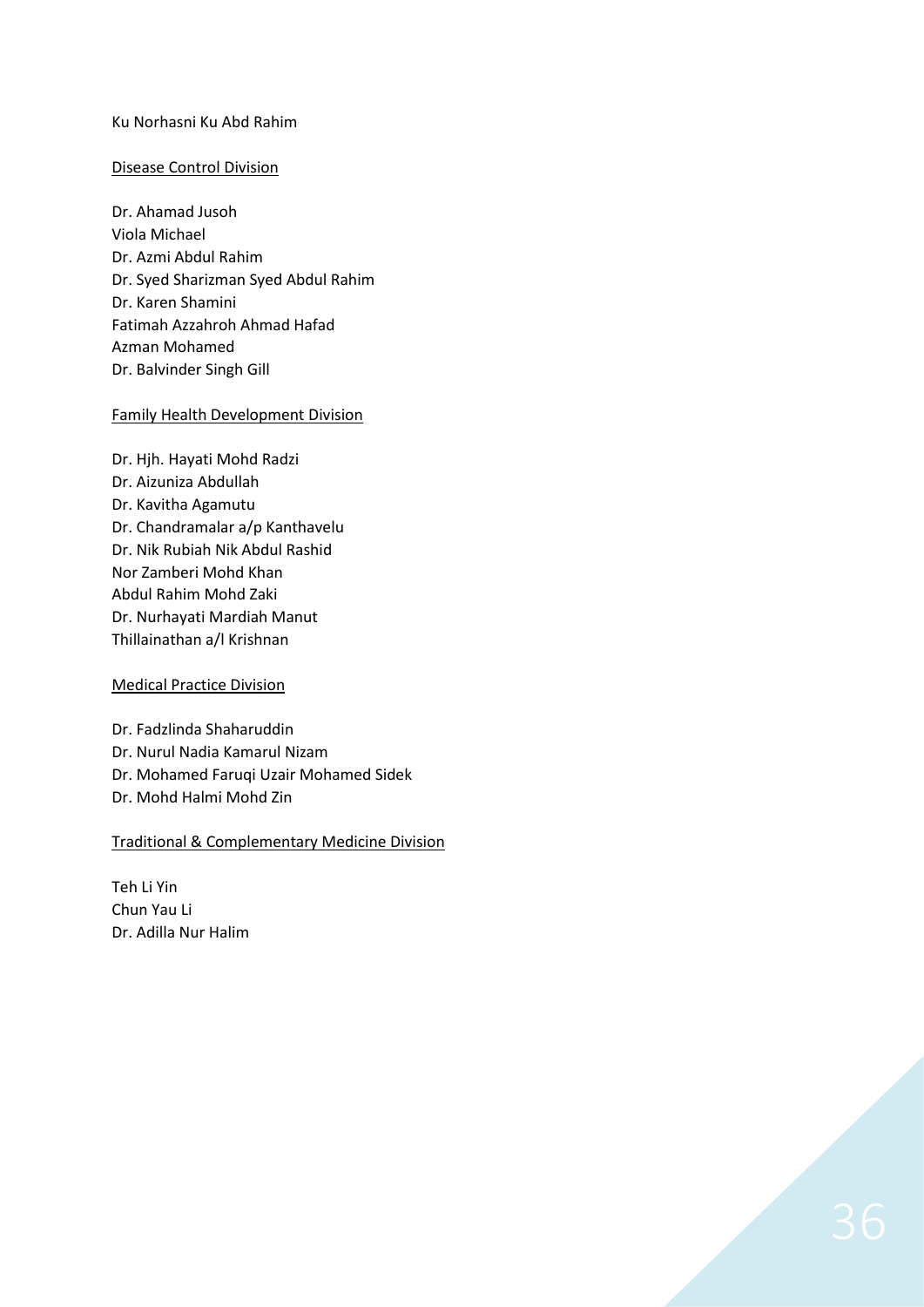Ku Norhasni Ku Abd Rahim

<u>Disease Control Division</u>

Dr. Ahamad Jusoh
Viola Michael
Dr. Azmi Abdul Rahim
Dr. Syed Sharizman Syed Abdul Rahim
Dr. Karen Shamini
Fatimah Azzahroh Ahmad Hafad
Azman Mohamed
Dr. Balvinder Singh Gill

<u>Family Health Development Division</u>

Dr. Hjh. Hayati Mohd Radzi
Dr. Aizuniza Abdullah
Dr. Kavitha Agamutu
Dr. Chandramalar a/p Kanthavelu
Dr. Nik Rubiah Nik Abdul Rashid
Nor Zamberi Mohd Khan
Abdul Rahim Mohd Zaki
Dr. Nurhayati Mardiah Manut
Thillainathan a/l Krishnan

<u>Medical Practice Division</u>

Dr. Fadzlinda Shaharuddin
Dr. Nurul Nadia Kamarul Nizam
Dr. Mohamed Faruqi Uzair Mohamed Sidek
Dr. Mohd Halmi Mohd Zin

<u>Traditional & Complementary Medicine Division</u>

Teh Li Yin
Chun Yau Li
Dr. Adilla Nur Halim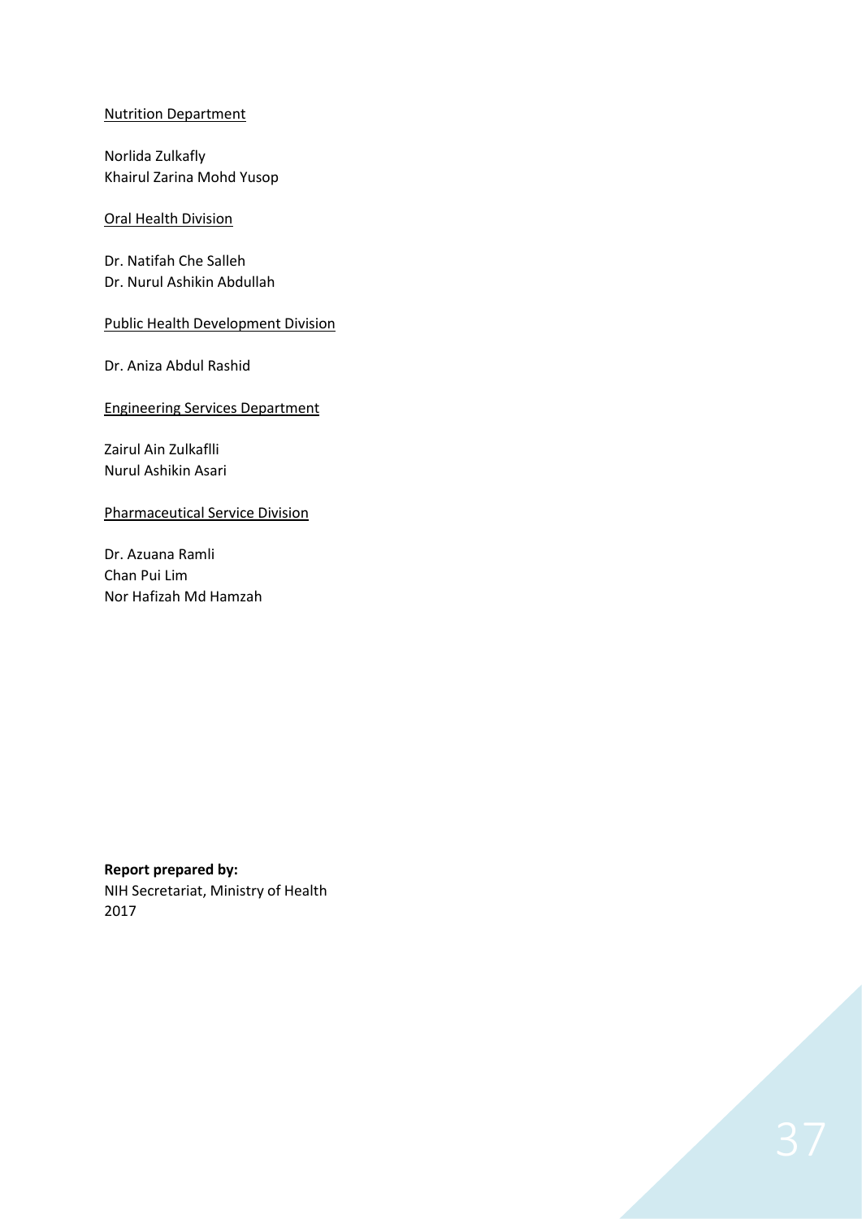<u>Nutrition Department</u>

Norlida Zulkafly
Khairul Zarina Mohd Yusop

<u>Oral Health Division</u>

Dr. Natifah Che Salleh
Dr. Nurul Ashikin Abdullah

<u>Public Health Development Division</u>

Dr. Aniza Abdul Rashid

<u>Engineering Services Department</u>

Zairul Ain Zulkaflli
Nurul Ashikin Asari

<u>Pharmaceutical Service Division</u>

Dr. Azuana Ramli
Chan Pui Lim
Nor Hafizah Md Hamzah

**Report prepared by:**
NIH Secretariat, Ministry of Health
2017